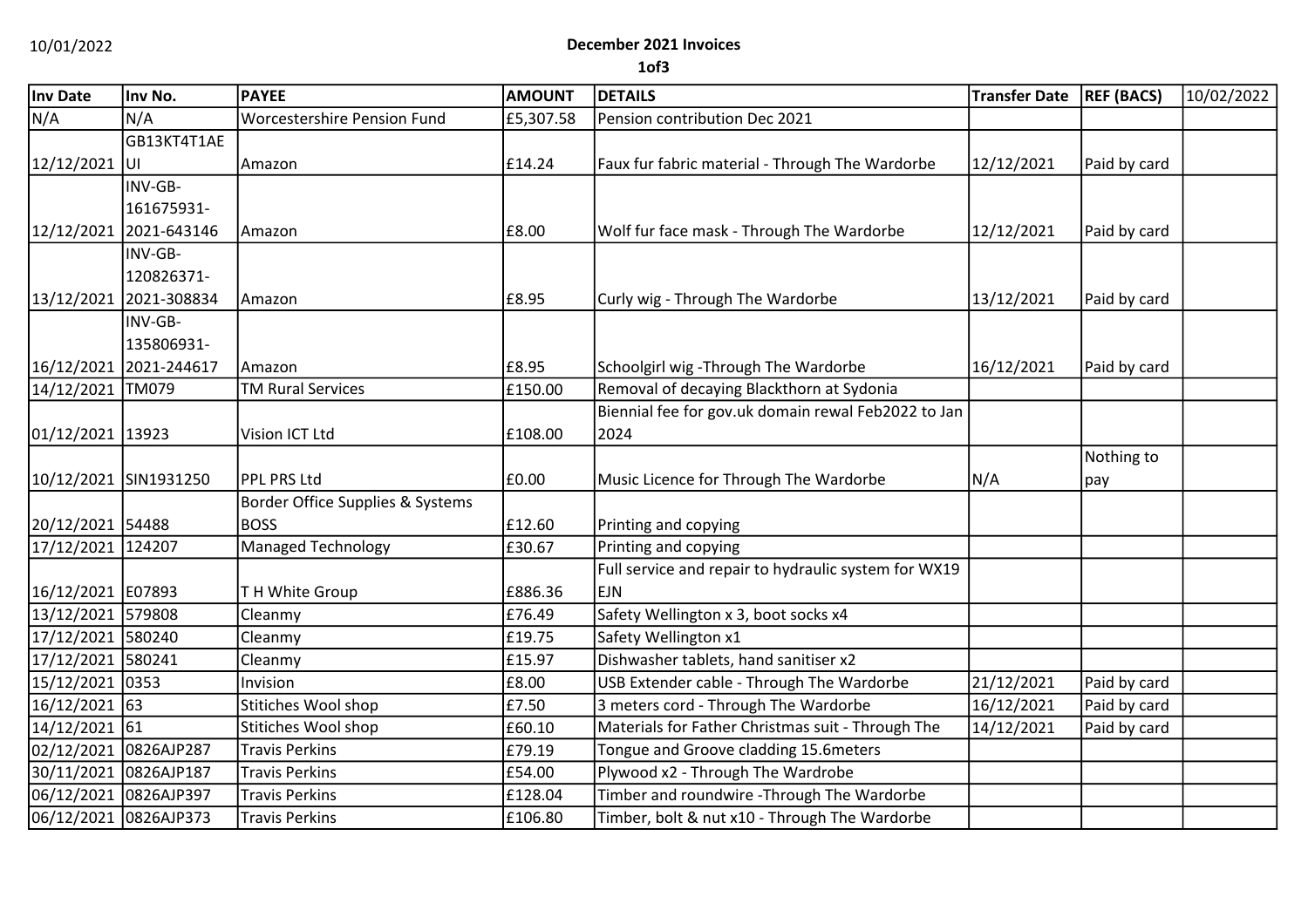10/01/2022

## December 2021 Invoices

**1of3**

| Inv Date | Inv No. | PAYEE | AMOUNT | DETAILS | Transfer Date | REF (BACS) | 10/02/2022 |
|---|---|---|---|---|---|---|---|
| N/A | N/A | Worcestershire Pension Fund | £5,307.58 | Pension contribution Dec 2021 | | | |
| 12/12/2021 | GB13KT4T1AEUI | Amazon | £14.24 | Faux fur fabric material - Through The Wardorbe | 12/12/2021 | Paid by card | |
| 12/12/2021 | INV-GB-161675931-2021-643146 | Amazon | £8.00 | Wolf fur face mask - Through The Wardorbe | 12/12/2021 | Paid by card | |
| 13/12/2021 | INV-GB-120826371-2021-308834 | Amazon | £8.95 | Curly wig - Through The Wardorbe | 13/12/2021 | Paid by card | |
| 16/12/2021 | INV-GB-135806931-2021-244617 | Amazon | £8.95 | Schoolgirl wig -Through The Wardorbe | 16/12/2021 | Paid by card | |
| 14/12/2021 | TM079 | TM Rural Services | £150.00 | Removal of decaying Blackthorn at Sydonia | | | |
| 01/12/2021 | 13923 | Vision ICT Ltd | £108.00 | Biennial fee for gov.uk domain rewal Feb2022 to Jan 2024 | | | |
| 10/12/2021 | SIN1931250 | PPL PRS Ltd | £0.00 | Music Licence for Through The Wardorbe | N/A | Nothing to pay | |
| 20/12/2021 | 54488 | Border Office Supplies & Systems BOSS | £12.60 | Printing and copying | | | |
| 17/12/2021 | 124207 | Managed Technology | £30.67 | Printing and copying | | | |
| 16/12/2021 | E07893 | T H White Group | £886.36 | Full service and repair to hydraulic system for WX19 EJN | | | |
| 13/12/2021 | 579808 | Cleanmy | £76.49 | Safety Wellington x 3, boot socks x4 | | | |
| 17/12/2021 | 580240 | Cleanmy | £19.75 | Safety Wellington x1 | | | |
| 17/12/2021 | 580241 | Cleanmy | £15.97 | Dishwasher tablets, hand sanitiser x2 | | | |
| 15/12/2021 | 0353 | Invision | £8.00 | USB Extender cable - Through The Wardorbe | 21/12/2021 | Paid by card | |
| 16/12/2021 | 63 | Stitiches Wool shop | £7.50 | 3 meters cord - Through The Wardorbe | 16/12/2021 | Paid by card | |
| 14/12/2021 | 61 | Stitiches Wool shop | £60.10 | Materials for Father Christmas suit - Through The | 14/12/2021 | Paid by card | |
| 02/12/2021 | 0826AJP287 | Travis Perkins | £79.19 | Tongue and Groove cladding 15.6meters | | | |
| 30/11/2021 | 0826AJP187 | Travis Perkins | £54.00 | Plywood x2 - Through The Wardrobe | | | |
| 06/12/2021 | 0826AJP397 | Travis Perkins | £128.04 | Timber and roundwire -Through The Wardorbe | | | |
| 06/12/2021 | 0826AJP373 | Travis Perkins | £106.80 | Timber, bolt & nut x10 - Through The Wardorbe | | | |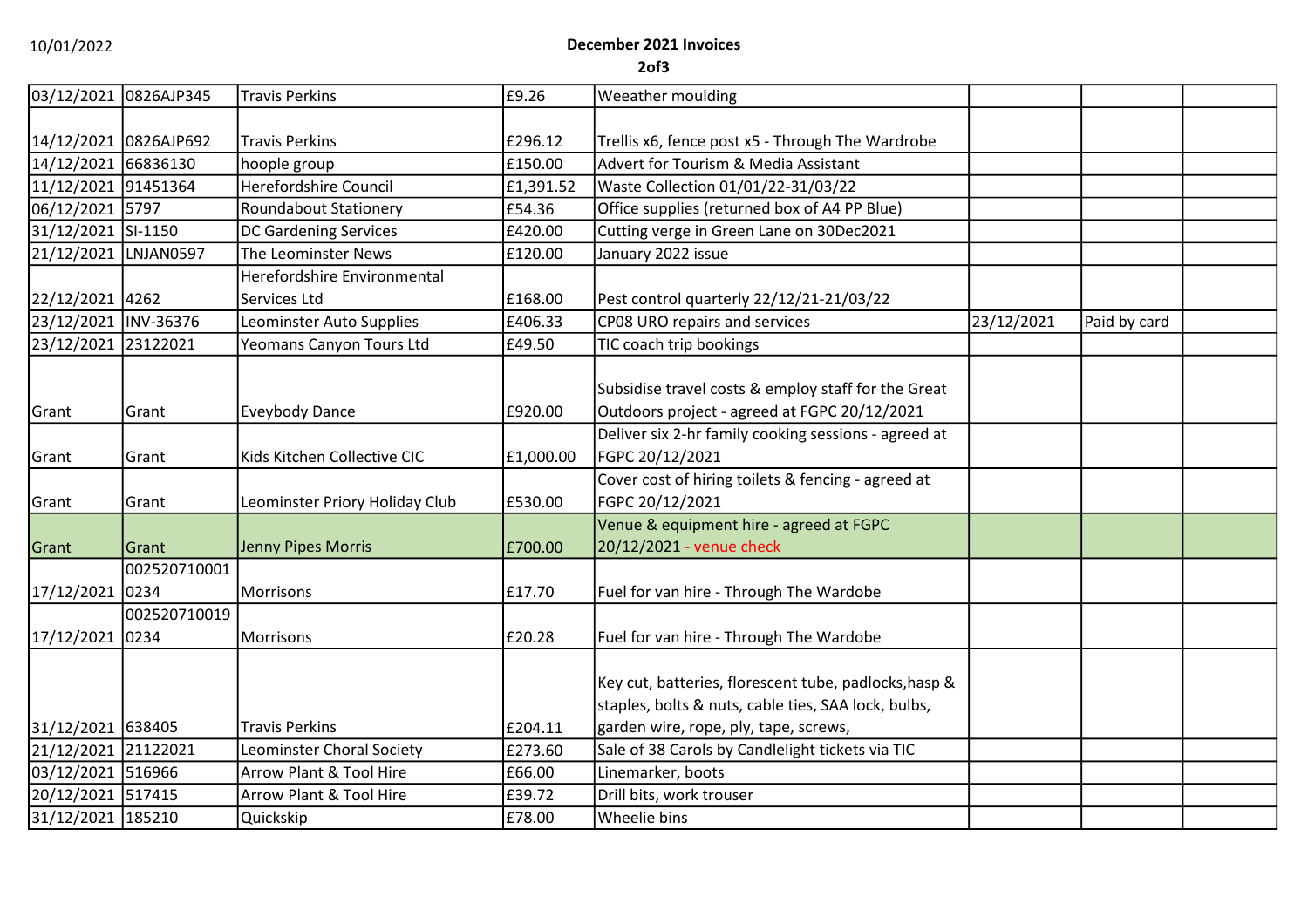10/01/2022

**December 2021 Invoices**

**2of3**

| | | | | | | | |
|---|---|---|---|---|---|---|---|
| 03/12/2021 | 0826AJP345 | Travis Perkins | £9.26 | Weeather moulding | | | |
| 14/12/2021 | 0826AJP692 | Travis Perkins | £296.12 | Trellis x6, fence post x5 - Through The Wardrobe | | | |
| 14/12/2021 | 66836130 | hoople group | £150.00 | Advert for Tourism & Media Assistant | | | |
| 11/12/2021 | 91451364 | Herefordshire Council | £1,391.52 | Waste Collection 01/01/22-31/03/22 | | | |
| 06/12/2021 | 5797 | Roundabout Stationery | £54.36 | Office supplies (returned box of A4 PP Blue) | | | |
| 31/12/2021 | SI-1150 | DC Gardening Services | £420.00 | Cutting verge in Green Lane on 30Dec2021 | | | |
| 21/12/2021 | LNJAN0597 | The Leominster News | £120.00 | January 2022 issue | | | |
| 22/12/2021 | 4262 | Herefordshire Environmental Services Ltd | £168.00 | Pest control quarterly 22/12/21-21/03/22 | | | |
| 23/12/2021 | INV-36376 | Leominster Auto Supplies | £406.33 | CP08 URO repairs and services | 23/12/2021 | Paid by card | |
| 23/12/2021 | 23122021 | Yeomans Canyon Tours Ltd | £49.50 | TIC coach trip bookings | | | |
| Grant | Grant | Eveybody Dance | £920.00 | Subsidise travel costs & employ staff for the Great Outdoors project - agreed at FGPC 20/12/2021 | | | |
| Grant | Grant | Kids Kitchen Collective CIC | £1,000.00 | Deliver six 2-hr family cooking sessions - agreed at FGPC 20/12/2021 | | | |
| Grant | Grant | Leominster Priory Holiday Club | £530.00 | Cover cost of hiring toilets & fencing - agreed at FGPC 20/12/2021 | | | |
| Grant | Grant | Jenny Pipes Morris | £700.00 | Venue & equipment hire - agreed at FGPC 20/12/2021 - venue check | | | |
| 17/12/2021 | 0025207100010234 | Morrisons | £17.70 | Fuel for van hire - Through The Wardobe | | | |
| 17/12/2021 | 0025207100190234 | Morrisons | £20.28 | Fuel for van hire - Through The Wardobe | | | |
| 31/12/2021 | 638405 | Travis Perkins | £204.11 | Key cut, batteries, florescent tube, padlocks,hasp & staples, bolts & nuts, cable ties, SAA lock, bulbs, garden wire, rope, ply, tape, screws, | | | |
| 21/12/2021 | 21122021 | Leominster Choral Society | £273.60 | Sale of 38 Carols by Candlelight tickets via TIC | | | |
| 03/12/2021 | 516966 | Arrow Plant & Tool Hire | £66.00 | Linemarker, boots | | | |
| 20/12/2021 | 517415 | Arrow Plant & Tool Hire | £39.72 | Drill bits, work trouser | | | |
| 31/12/2021 | 185210 | Quickskip | £78.00 | Wheelie bins | | | |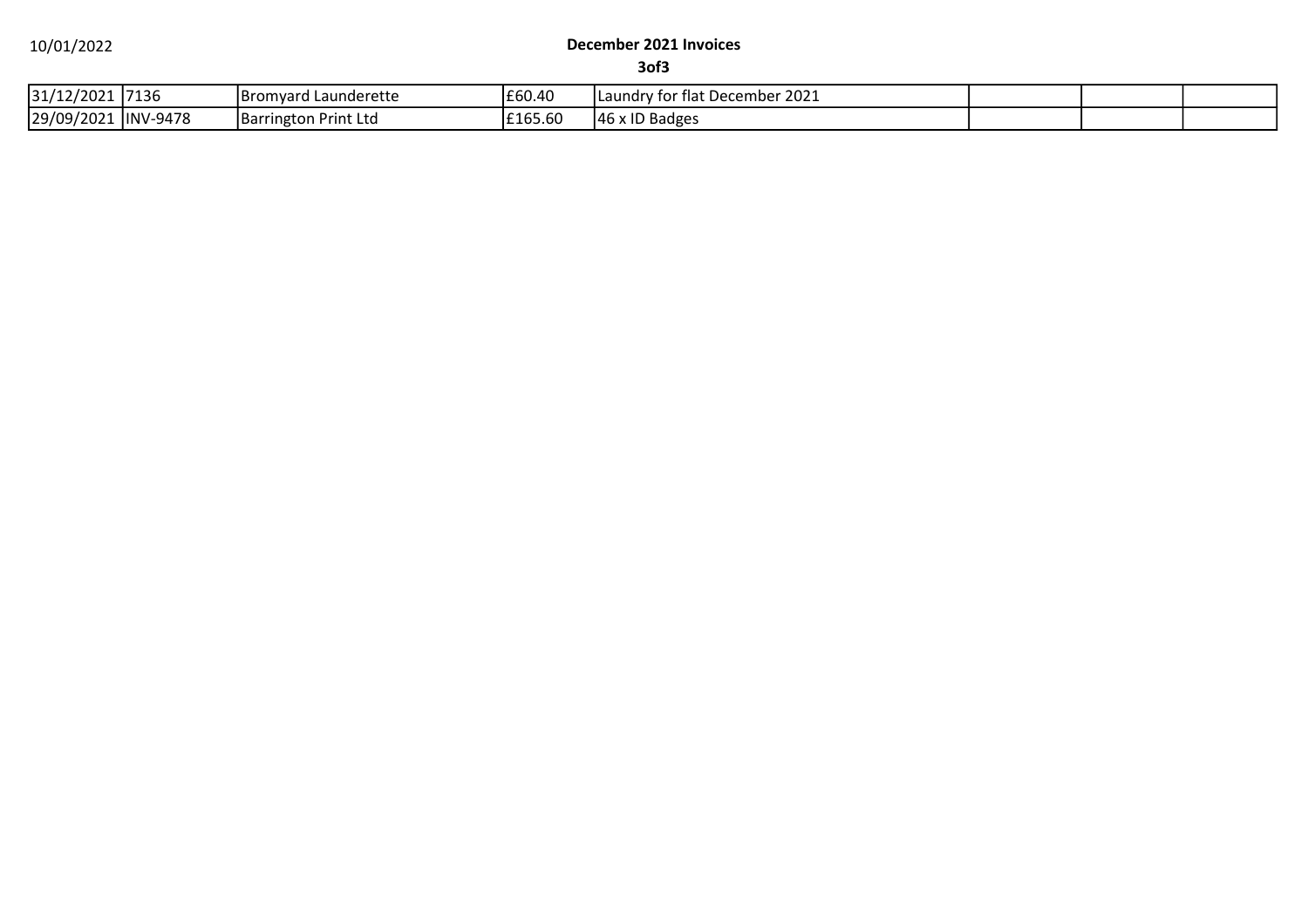## December 2021 Invoices

| | | | | | | | |
|---|---|---|---|---|---|---|---|
| 31/12/2021 | 7136 | Bromyard Launderette | £60.40 | Laundry for flat December 2021 | | | |
| 29/09/2021 | INV-9478 | Barrington Print Ltd | £165.60 | 46 x ID Badges | | | |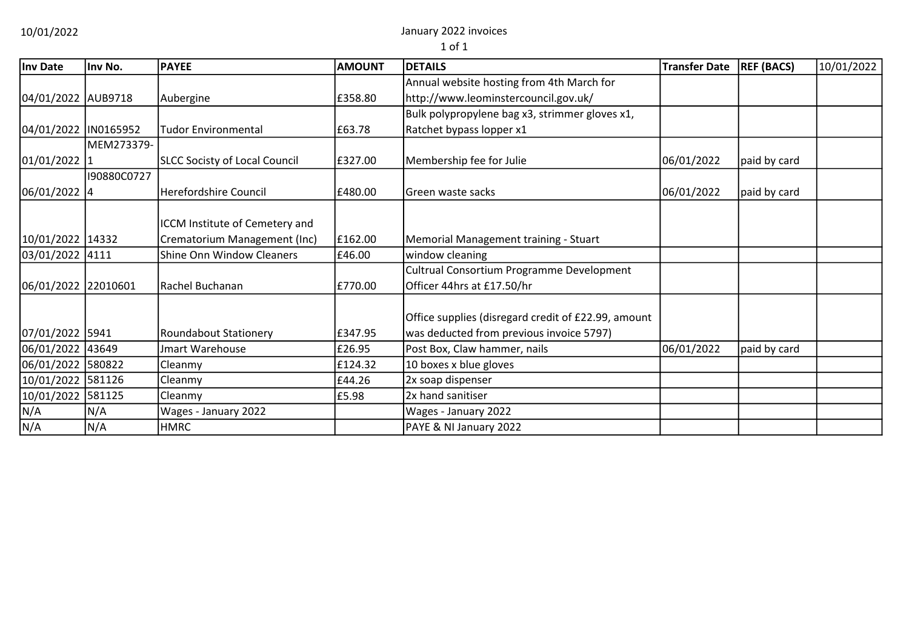10/01/2022

January 2022 invoices

| Inv Date | Inv No. | PAYEE | AMOUNT | DETAILS | Transfer Date | REF (BACS) | 10/01/2022 |
|---|---|---|---|---|---|---|---|
| 04/01/2022 | AUB9718 | Aubergine | £358.80 | Annual website hosting from 4th March for http://www.leominstercouncil.gov.uk/ | | | |
| 04/01/2022 | IN0165952 | Tudor Environmental | £63.78 | Bulk polypropylene bag x3, strimmer gloves x1, Ratchet bypass lopper x1 | | | |
| 01/01/2022 | MEM273379-1 | SLCC Socisty of Local Council | £327.00 | Membership fee for Julie | 06/01/2022 | paid by card | |
| 06/01/2022 | I90880C07274 | Herefordshire Council | £480.00 | Green waste sacks | 06/01/2022 | paid by card | |
| 10/01/2022 | 14332 | ICCM Institute of Cemetery and Crematorium Management (Inc) | £162.00 | Memorial Management training - Stuart | | | |
| 03/01/2022 | 4111 | Shine Onn Window Cleaners | £46.00 | window cleaning | | | |
| 06/01/2022 | 22010601 | Rachel Buchanan | £770.00 | Cultrual Consortium Programme Development Officer 44hrs at £17.50/hr | | | |
| 07/01/2022 | 5941 | Roundabout Stationery | £347.95 | Office supplies (disregard credit of £22.99, amount was deducted from previous invoice 5797) | | | |
| 06/01/2022 | 43649 | Jmart Warehouse | £26.95 | Post Box, Claw hammer, nails | 06/01/2022 | paid by card | |
| 06/01/2022 | 580822 | Cleanmy | £124.32 | 10 boxes x blue gloves | | | |
| 10/01/2022 | 581126 | Cleanmy | £44.26 | 2x soap dispenser | | | |
| 10/01/2022 | 581125 | Cleanmy | £5.98 | 2x hand sanitiser | | | |
| N/A | N/A | Wages - January 2022 | | Wages - January 2022 | | | |
| N/A | N/A | HMRC | | PAYE & NI January 2022 | | | |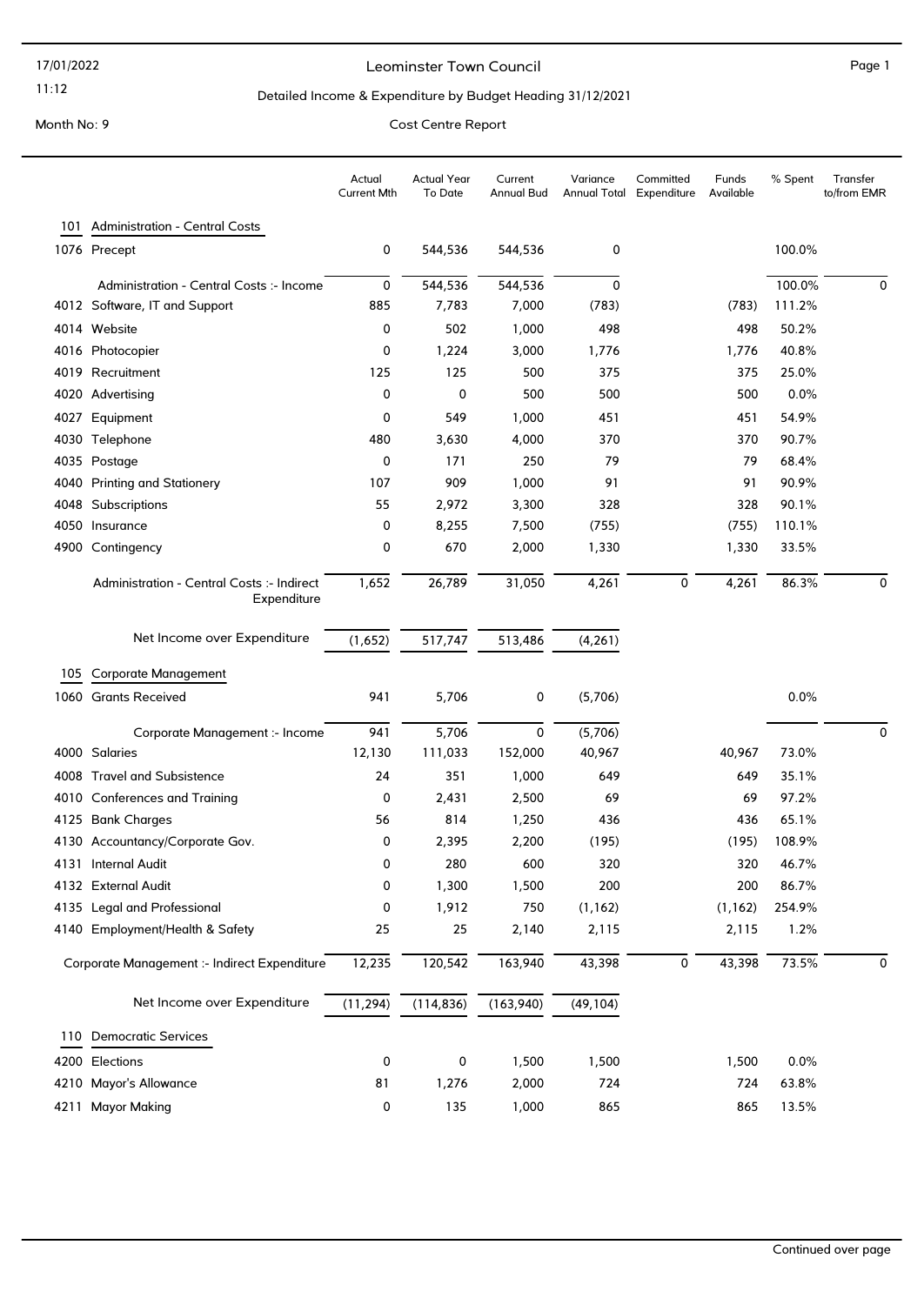17/01/2022

11:12

Leominster Town Council

Detailed Income & Expenditure by Budget Heading 31/12/2021

Month No: 9

Cost Centre Report

| | | Actual Current Mth | Actual Year To Date | Current Annual Bud | Variance Annual Total | Committed Expenditure | Funds Available | % Spent | Transfer to/from EMR |
|---|---|---|---|---|---|---|---|---|---|
| **101** | **Administration - Central Costs** | | | | | | | | |
| 1076 | Precept | 0 | 544,536 | 544,536 | 0 | | | 100.0% | |
| | Administration - Central Costs :- Income | 0 | 544,536 | 544,536 | 0 | | | 100.0% | 0 |
| 4012 | Software, IT and Support | 885 | 7,783 | 7,000 | (783) | | (783) | 111.2% | |
| 4014 | Website | 0 | 502 | 1,000 | 498 | | 498 | 50.2% | |
| 4016 | Photocopier | 0 | 1,224 | 3,000 | 1,776 | | 1,776 | 40.8% | |
| 4019 | Recruitment | 125 | 125 | 500 | 375 | | 375 | 25.0% | |
| 4020 | Advertising | 0 | 0 | 500 | 500 | | 500 | 0.0% | |
| 4027 | Equipment | 0 | 549 | 1,000 | 451 | | 451 | 54.9% | |
| 4030 | Telephone | 480 | 3,630 | 4,000 | 370 | | 370 | 90.7% | |
| 4035 | Postage | 0 | 171 | 250 | 79 | | 79 | 68.4% | |
| 4040 | Printing and Stationery | 107 | 909 | 1,000 | 91 | | 91 | 90.9% | |
| 4048 | Subscriptions | 55 | 2,972 | 3,300 | 328 | | 328 | 90.1% | |
| 4050 | Insurance | 0 | 8,255 | 7,500 | (755) | | (755) | 110.1% | |
| 4900 | Contingency | 0 | 670 | 2,000 | 1,330 | | 1,330 | 33.5% | |
| | Administration - Central Costs :- Indirect Expenditure | 1,652 | 26,789 | 31,050 | 4,261 | 0 | 4,261 | 86.3% | 0 |
| | Net Income over Expenditure | (1,652) | 517,747 | 513,486 | (4,261) | | | | |
| **105** | **Corporate Management** | | | | | | | | |
| 1060 | Grants Received | 941 | 5,706 | 0 | (5,706) | | | 0.0% | |
| | Corporate Management :- Income | 941 | 5,706 | 0 | (5,706) | | | | 0 |
| 4000 | Salaries | 12,130 | 111,033 | 152,000 | 40,967 | | 40,967 | 73.0% | |
| 4008 | Travel and Subsistence | 24 | 351 | 1,000 | 649 | | 649 | 35.1% | |
| 4010 | Conferences and Training | 0 | 2,431 | 2,500 | 69 | | 69 | 97.2% | |
| 4125 | Bank Charges | 56 | 814 | 1,250 | 436 | | 436 | 65.1% | |
| 4130 | Accountancy/Corporate Gov. | 0 | 2,395 | 2,200 | (195) | | (195) | 108.9% | |
| 4131 | Internal Audit | 0 | 280 | 600 | 320 | | 320 | 46.7% | |
| 4132 | External Audit | 0 | 1,300 | 1,500 | 200 | | 200 | 86.7% | |
| 4135 | Legal and Professional | 0 | 1,912 | 750 | (1,162) | | (1,162) | 254.9% | |
| 4140 | Employment/Health & Safety | 25 | 25 | 2,140 | 2,115 | | 2,115 | 1.2% | |
| | Corporate Management :- Indirect Expenditure | 12,235 | 120,542 | 163,940 | 43,398 | 0 | 43,398 | 73.5% | 0 |
| | Net Income over Expenditure | (11,294) | (114,836) | (163,940) | (49,104) | | | | |
| **110** | **Democratic Services** | | | | | | | | |
| 4200 | Elections | 0 | 0 | 1,500 | 1,500 | | 1,500 | 0.0% | |
| 4210 | Mayor's Allowance | 81 | 1,276 | 2,000 | 724 | | 724 | 63.8% | |
| 4211 | Mayor Making | 0 | 135 | 1,000 | 865 | | 865 | 13.5% | |

Continued over page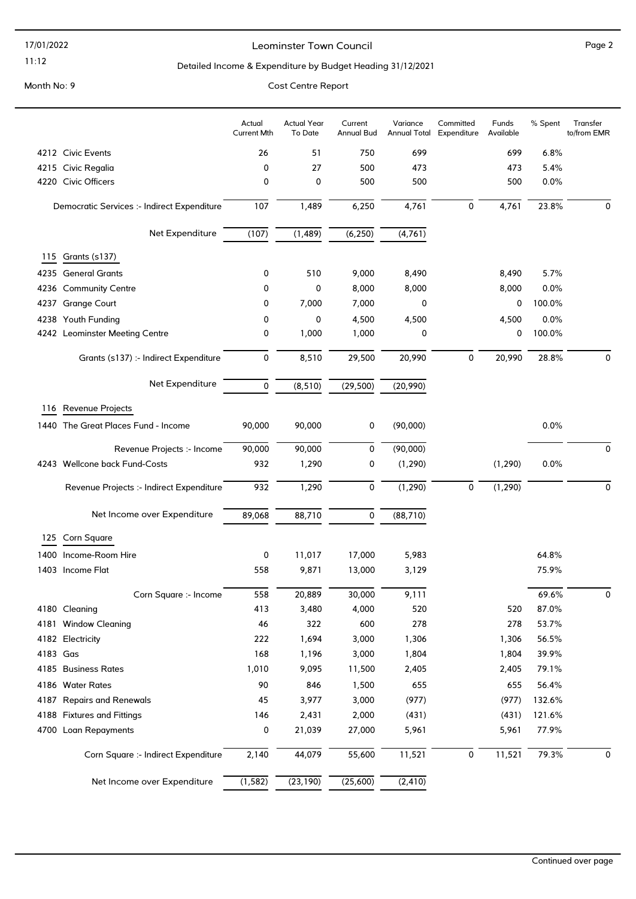Leominster Town Council

Detailed Income & Expenditure by Budget Heading 31/12/2021

Month No: 9

Cost Centre Report

| | Actual Current Mth | Actual Year To Date | Current Annual Bud | Variance Annual Total | Committed Expenditure | Funds Available | % Spent | Transfer to/from EMR |
|---|---|---|---|---|---|---|---|---|
| 4212 Civic Events | 26 | 51 | 750 | 699 | | 699 | 6.8% | |
| 4215 Civic Regalia | 0 | 27 | 500 | 473 | | 473 | 5.4% | |
| 4220 Civic Officers | 0 | 0 | 500 | 500 | | 500 | 0.0% | |
| Democratic Services :- Indirect Expenditure | 107 | 1,489 | 6,250 | 4,761 | 0 | 4,761 | 23.8% | 0 |
| Net Expenditure | (107) | (1,489) | (6,250) | (4,761) | | | | |
| **115 Grants (s137)** | | | | | | | | |
| 4235 General Grants | 0 | 510 | 9,000 | 8,490 | | 8,490 | 5.7% | |
| 4236 Community Centre | 0 | 0 | 8,000 | 8,000 | | 8,000 | 0.0% | |
| 4237 Grange Court | 0 | 7,000 | 7,000 | 0 | | 0 | 100.0% | |
| 4238 Youth Funding | 0 | 0 | 4,500 | 4,500 | | 4,500 | 0.0% | |
| 4242 Leominster Meeting Centre | 0 | 1,000 | 1,000 | 0 | | 0 | 100.0% | |
| Grants (s137) :- Indirect Expenditure | 0 | 8,510 | 29,500 | 20,990 | 0 | 20,990 | 28.8% | 0 |
| Net Expenditure | 0 | (8,510) | (29,500) | (20,990) | | | | |
| **116 Revenue Projects** | | | | | | | | |
| 1440 The Great Places Fund - Income | 90,000 | 90,000 | 0 | (90,000) | | | 0.0% | |
| Revenue Projects :- Income | 90,000 | 90,000 | 0 | (90,000) | | | | 0 |
| 4243 Wellcone back Fund-Costs | 932 | 1,290 | 0 | (1,290) | | (1,290) | 0.0% | |
| Revenue Projects :- Indirect Expenditure | 932 | 1,290 | 0 | (1,290) | 0 | (1,290) | | 0 |
| Net Income over Expenditure | 89,068 | 88,710 | 0 | (88,710) | | | | |
| **125 Corn Square** | | | | | | | | |
| 1400 Income-Room Hire | 0 | 11,017 | 17,000 | 5,983 | | | 64.8% | |
| 1403 Income Flat | 558 | 9,871 | 13,000 | 3,129 | | | 75.9% | |
| Corn Square :- Income | 558 | 20,889 | 30,000 | 9,111 | | | 69.6% | 0 |
| 4180 Cleaning | 413 | 3,480 | 4,000 | 520 | | 520 | 87.0% | |
| 4181 Window Cleaning | 46 | 322 | 600 | 278 | | 278 | 53.7% | |
| 4182 Electricity | 222 | 1,694 | 3,000 | 1,306 | | 1,306 | 56.5% | |
| 4183 Gas | 168 | 1,196 | 3,000 | 1,804 | | 1,804 | 39.9% | |
| 4185 Business Rates | 1,010 | 9,095 | 11,500 | 2,405 | | 2,405 | 79.1% | |
| 4186 Water Rates | 90 | 846 | 1,500 | 655 | | 655 | 56.4% | |
| 4187 Repairs and Renewals | 45 | 3,977 | 3,000 | (977) | | (977) | 132.6% | |
| 4188 Fixtures and Fittings | 146 | 2,431 | 2,000 | (431) | | (431) | 121.6% | |
| 4700 Loan Repayments | 0 | 21,039 | 27,000 | 5,961 | | 5,961 | 77.9% | |
| Corn Square :- Indirect Expenditure | 2,140 | 44,079 | 55,600 | 11,521 | 0 | 11,521 | 79.3% | 0 |
| Net Income over Expenditure | (1,582) | (23,190) | (25,600) | (2,410) | | | | |

Continued over page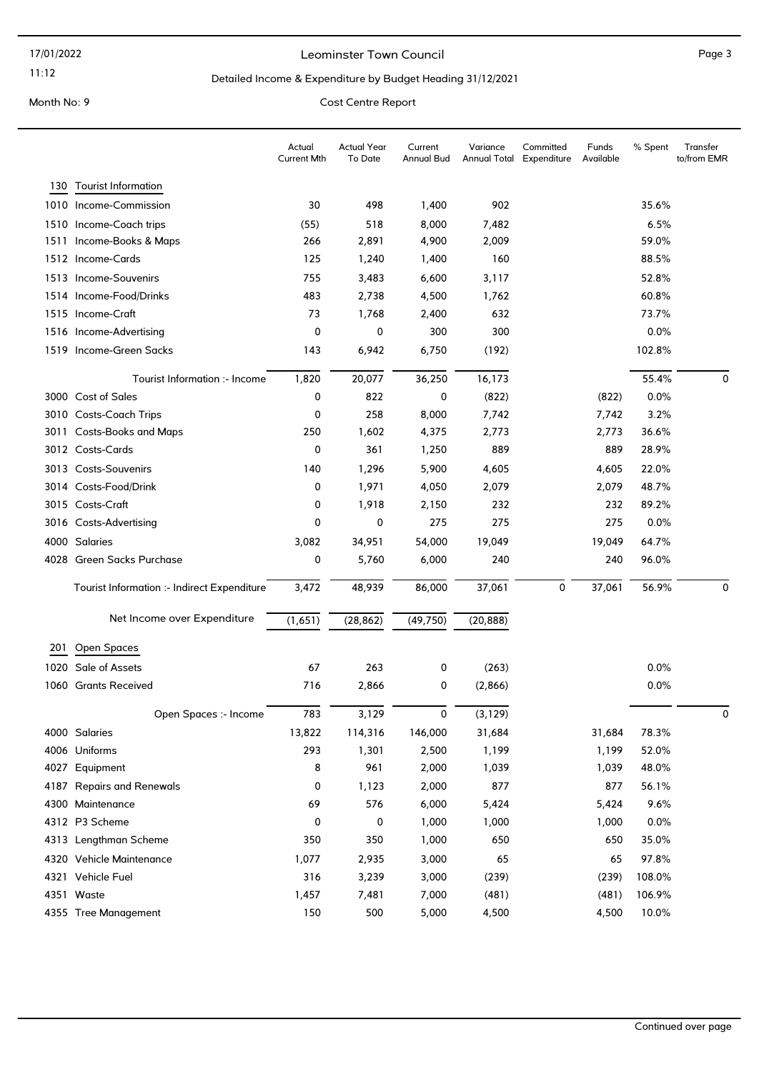# Leominster Town Council

17/01/2022
11:12

## Detailed Income & Expenditure by Budget Heading 31/12/2021

Month No: 9

Cost Centre Report

| | | Actual Current Mth | Actual Year To Date | Current Annual Bud | Variance Annual Total | Committed Expenditure | Funds Available | % Spent | Transfer to/from EMR |
|---|---|---|---|---|---|---|---|---|---|
| **130** | **Tourist Information** | | | | | | | | |
| 1010 | Income-Commission | 30 | 498 | 1,400 | 902 | | | 35.6% | |
| 1510 | Income-Coach trips | (55) | 518 | 8,000 | 7,482 | | | 6.5% | |
| 1511 | Income-Books & Maps | 266 | 2,891 | 4,900 | 2,009 | | | 59.0% | |
| 1512 | Income-Cards | 125 | 1,240 | 1,400 | 160 | | | 88.5% | |
| 1513 | Income-Souvenirs | 755 | 3,483 | 6,600 | 3,117 | | | 52.8% | |
| 1514 | Income-Food/Drinks | 483 | 2,738 | 4,500 | 1,762 | | | 60.8% | |
| 1515 | Income-Craft | 73 | 1,768 | 2,400 | 632 | | | 73.7% | |
| 1516 | Income-Advertising | 0 | 0 | 300 | 300 | | | 0.0% | |
| 1519 | Income-Green Sacks | 143 | 6,942 | 6,750 | (192) | | | 102.8% | |
| | Tourist Information :- Income | 1,820 | 20,077 | 36,250 | 16,173 | | | 55.4% | 0 |
| 3000 | Cost of Sales | 0 | 822 | 0 | (822) | | (822) | 0.0% | |
| 3010 | Costs-Coach Trips | 0 | 258 | 8,000 | 7,742 | | 7,742 | 3.2% | |
| 3011 | Costs-Books and Maps | 250 | 1,602 | 4,375 | 2,773 | | 2,773 | 36.6% | |
| 3012 | Costs-Cards | 0 | 361 | 1,250 | 889 | | 889 | 28.9% | |
| 3013 | Costs-Souvenirs | 140 | 1,296 | 5,900 | 4,605 | | 4,605 | 22.0% | |
| 3014 | Costs-Food/Drink | 0 | 1,971 | 4,050 | 2,079 | | 2,079 | 48.7% | |
| 3015 | Costs-Craft | 0 | 1,918 | 2,150 | 232 | | 232 | 89.2% | |
| 3016 | Costs-Advertising | 0 | 0 | 275 | 275 | | 275 | 0.0% | |
| 4000 | Salaries | 3,082 | 34,951 | 54,000 | 19,049 | | 19,049 | 64.7% | |
| 4028 | Green Sacks Purchase | 0 | 5,760 | 6,000 | 240 | | 240 | 96.0% | |
| | Tourist Information :- Indirect Expenditure | 3,472 | 48,939 | 86,000 | 37,061 | 0 | 37,061 | 56.9% | 0 |
| | Net Income over Expenditure | (1,651) | (28,862) | (49,750) | (20,888) | | | | |
| **201** | **Open Spaces** | | | | | | | | |
| 1020 | Sale of Assets | 67 | 263 | 0 | (263) | | | 0.0% | |
| 1060 | Grants Received | 716 | 2,866 | 0 | (2,866) | | | 0.0% | |
| | Open Spaces :- Income | 783 | 3,129 | 0 | (3,129) | | | | 0 |
| 4000 | Salaries | 13,822 | 114,316 | 146,000 | 31,684 | | 31,684 | 78.3% | |
| 4006 | Uniforms | 293 | 1,301 | 2,500 | 1,199 | | 1,199 | 52.0% | |
| 4027 | Equipment | 8 | 961 | 2,000 | 1,039 | | 1,039 | 48.0% | |
| 4187 | Repairs and Renewals | 0 | 1,123 | 2,000 | 877 | | 877 | 56.1% | |
| 4300 | Maintenance | 69 | 576 | 6,000 | 5,424 | | 5,424 | 9.6% | |
| 4312 | P3 Scheme | 0 | 0 | 1,000 | 1,000 | | 1,000 | 0.0% | |
| 4313 | Lengthman Scheme | 350 | 350 | 1,000 | 650 | | 650 | 35.0% | |
| 4320 | Vehicle Maintenance | 1,077 | 2,935 | 3,000 | 65 | | 65 | 97.8% | |
| 4321 | Vehicle Fuel | 316 | 3,239 | 3,000 | (239) | | (239) | 108.0% | |
| 4351 | Waste | 1,457 | 7,481 | 7,000 | (481) | | (481) | 106.9% | |
| 4355 | Tree Management | 150 | 500 | 5,000 | 4,500 | | 4,500 | 10.0% | |

Continued over page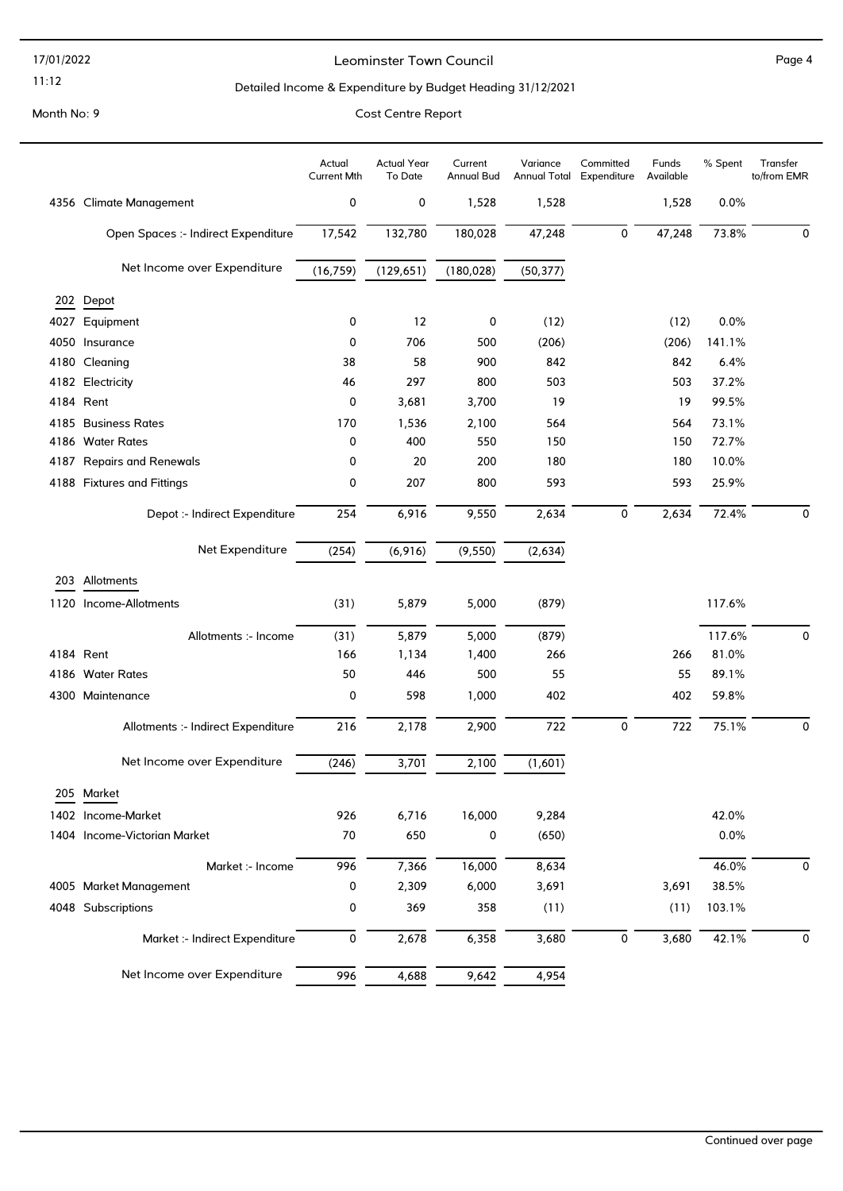Leominster Town Council

Detailed Income & Expenditure by Budget Heading 31/12/2021

Month No: 9

Cost Centre Report

| | | Actual Current Mth | Actual Year To Date | Current Annual Bud | Variance Annual Total | Committed Expenditure | Funds Available | % Spent | Transfer to/from EMR |
|---|---|---|---|---|---|---|---|---|---|
| 4356 | Climate Management | 0 | 0 | 1,528 | 1,528 | | 1,528 | 0.0% | |
| | Open Spaces :- Indirect Expenditure | 17,542 | 132,780 | 180,028 | 47,248 | 0 | 47,248 | 73.8% | 0 |
| | Net Income over Expenditure | (16,759) | (129,651) | (180,028) | (50,377) | | | | |
| **202** | **Depot** | | | | | | | | |
| 4027 | Equipment | 0 | 12 | 0 | (12) | | (12) | 0.0% | |
| 4050 | Insurance | 0 | 706 | 500 | (206) | | (206) | 141.1% | |
| 4180 | Cleaning | 38 | 58 | 900 | 842 | | 842 | 6.4% | |
| 4182 | Electricity | 46 | 297 | 800 | 503 | | 503 | 37.2% | |
| 4184 | Rent | 0 | 3,681 | 3,700 | 19 | | 19 | 99.5% | |
| 4185 | Business Rates | 170 | 1,536 | 2,100 | 564 | | 564 | 73.1% | |
| 4186 | Water Rates | 0 | 400 | 550 | 150 | | 150 | 72.7% | |
| 4187 | Repairs and Renewals | 0 | 20 | 200 | 180 | | 180 | 10.0% | |
| 4188 | Fixtures and Fittings | 0 | 207 | 800 | 593 | | 593 | 25.9% | |
| | Depot :- Indirect Expenditure | 254 | 6,916 | 9,550 | 2,634 | 0 | 2,634 | 72.4% | 0 |
| | Net Expenditure | (254) | (6,916) | (9,550) | (2,634) | | | | |
| **203** | **Allotments** | | | | | | | | |
| 1120 | Income-Allotments | (31) | 5,879 | 5,000 | (879) | | | 117.6% | |
| | Allotments :- Income | (31) | 5,879 | 5,000 | (879) | | | 117.6% | 0 |
| 4184 | Rent | 166 | 1,134 | 1,400 | 266 | | 266 | 81.0% | |
| 4186 | Water Rates | 50 | 446 | 500 | 55 | | 55 | 89.1% | |
| 4300 | Maintenance | 0 | 598 | 1,000 | 402 | | 402 | 59.8% | |
| | Allotments :- Indirect Expenditure | 216 | 2,178 | 2,900 | 722 | 0 | 722 | 75.1% | 0 |
| | Net Income over Expenditure | (246) | 3,701 | 2,100 | (1,601) | | | | |
| **205** | **Market** | | | | | | | | |
| 1402 | Income-Market | 926 | 6,716 | 16,000 | 9,284 | | | 42.0% | |
| 1404 | Income-Victorian Market | 70 | 650 | 0 | (650) | | | 0.0% | |
| | Market :- Income | 996 | 7,366 | 16,000 | 8,634 | | | 46.0% | 0 |
| 4005 | Market Management | 0 | 2,309 | 6,000 | 3,691 | | 3,691 | 38.5% | |
| 4048 | Subscriptions | 0 | 369 | 358 | (11) | | (11) | 103.1% | |
| | Market :- Indirect Expenditure | 0 | 2,678 | 6,358 | 3,680 | 0 | 3,680 | 42.1% | 0 |
| | Net Income over Expenditure | 996 | 4,688 | 9,642 | 4,954 | | | | |

Continued over page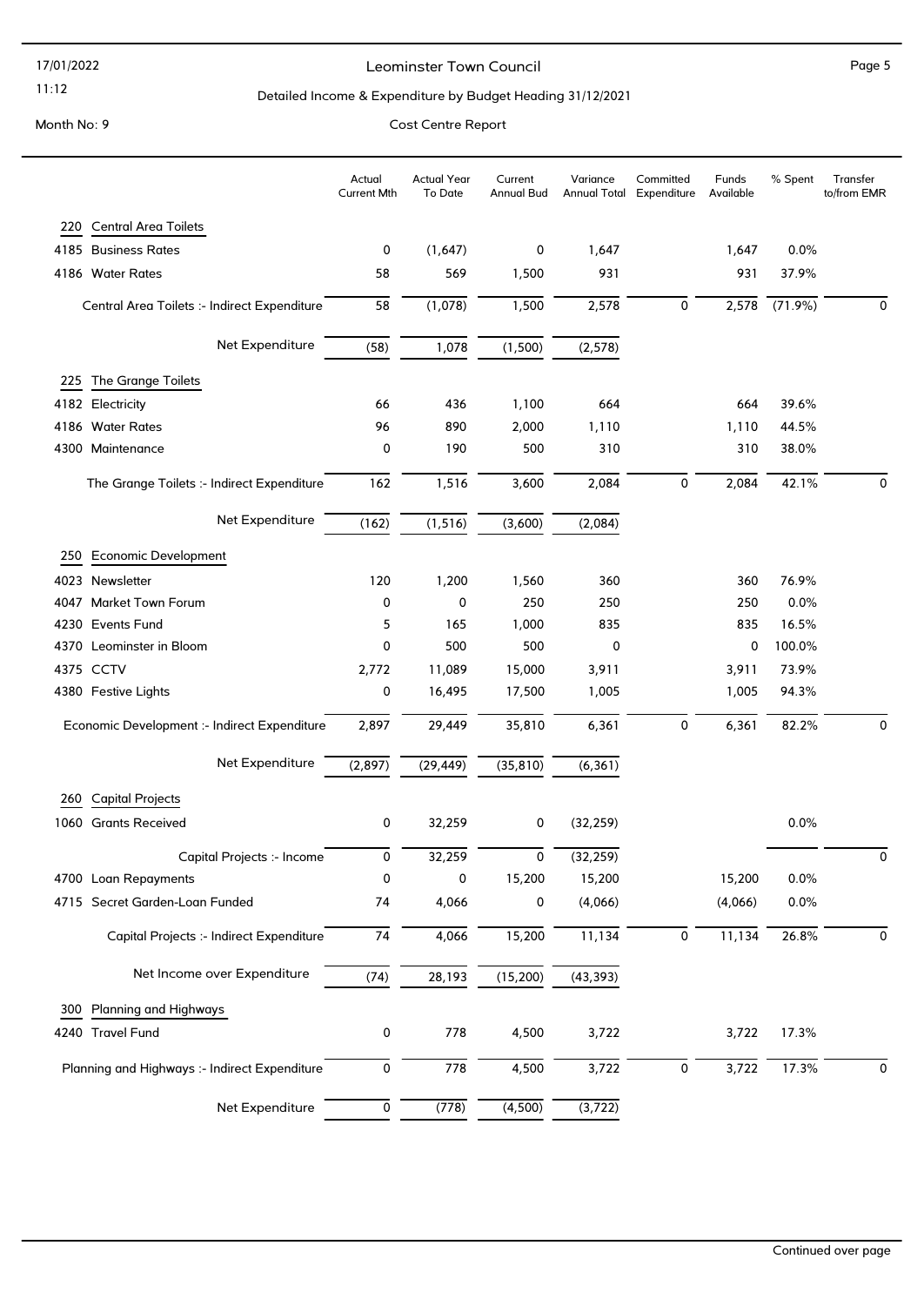Leominster Town Council

Detailed Income & Expenditure by Budget Heading 31/12/2021

Month No: 9

Cost Centre Report

| | Actual Current Mth | Actual Year To Date | Current Annual Bud | Variance Annual Total | Committed Expenditure | Funds Available | % Spent | Transfer to/from EMR |
|---|---|---|---|---|---|---|---|---|
| **220 Central Area Toilets** | | | | | | | | |
| 4185 Business Rates | 0 | (1,647) | 0 | 1,647 | | 1,647 | 0.0% | |
| 4186 Water Rates | 58 | 569 | 1,500 | 931 | | 931 | 37.9% | |
| Central Area Toilets :- Indirect Expenditure | 58 | (1,078) | 1,500 | 2,578 | 0 | 2,578 | (71.9%) | 0 |
| Net Expenditure | (58) | 1,078 | (1,500) | (2,578) | | | | |
| **225 The Grange Toilets** | | | | | | | | |
| 4182 Electricity | 66 | 436 | 1,100 | 664 | | 664 | 39.6% | |
| 4186 Water Rates | 96 | 890 | 2,000 | 1,110 | | 1,110 | 44.5% | |
| 4300 Maintenance | 0 | 190 | 500 | 310 | | 310 | 38.0% | |
| The Grange Toilets :- Indirect Expenditure | 162 | 1,516 | 3,600 | 2,084 | 0 | 2,084 | 42.1% | 0 |
| Net Expenditure | (162) | (1,516) | (3,600) | (2,084) | | | | |
| **250 Economic Development** | | | | | | | | |
| 4023 Newsletter | 120 | 1,200 | 1,560 | 360 | | 360 | 76.9% | |
| 4047 Market Town Forum | 0 | 0 | 250 | 250 | | 250 | 0.0% | |
| 4230 Events Fund | 5 | 165 | 1,000 | 835 | | 835 | 16.5% | |
| 4370 Leominster in Bloom | 0 | 500 | 500 | 0 | | 0 | 100.0% | |
| 4375 CCTV | 2,772 | 11,089 | 15,000 | 3,911 | | 3,911 | 73.9% | |
| 4380 Festive Lights | 0 | 16,495 | 17,500 | 1,005 | | 1,005 | 94.3% | |
| Economic Development :- Indirect Expenditure | 2,897 | 29,449 | 35,810 | 6,361 | 0 | 6,361 | 82.2% | 0 |
| Net Expenditure | (2,897) | (29,449) | (35,810) | (6,361) | | | | |
| **260 Capital Projects** | | | | | | | | |
| 1060 Grants Received | 0 | 32,259 | 0 | (32,259) | | | 0.0% | |
| Capital Projects :- Income | 0 | 32,259 | 0 | (32,259) | | | | 0 |
| 4700 Loan Repayments | 0 | 0 | 15,200 | 15,200 | | 15,200 | 0.0% | |
| 4715 Secret Garden-Loan Funded | 74 | 4,066 | 0 | (4,066) | | (4,066) | 0.0% | |
| Capital Projects :- Indirect Expenditure | 74 | 4,066 | 15,200 | 11,134 | 0 | 11,134 | 26.8% | 0 |
| Net Income over Expenditure | (74) | 28,193 | (15,200) | (43,393) | | | | |
| **300 Planning and Highways** | | | | | | | | |
| 4240 Travel Fund | 0 | 778 | 4,500 | 3,722 | | 3,722 | 17.3% | |
| Planning and Highways :- Indirect Expenditure | 0 | 778 | 4,500 | 3,722 | 0 | 3,722 | 17.3% | 0 |
| Net Expenditure | 0 | (778) | (4,500) | (3,722) | | | | |

Continued over page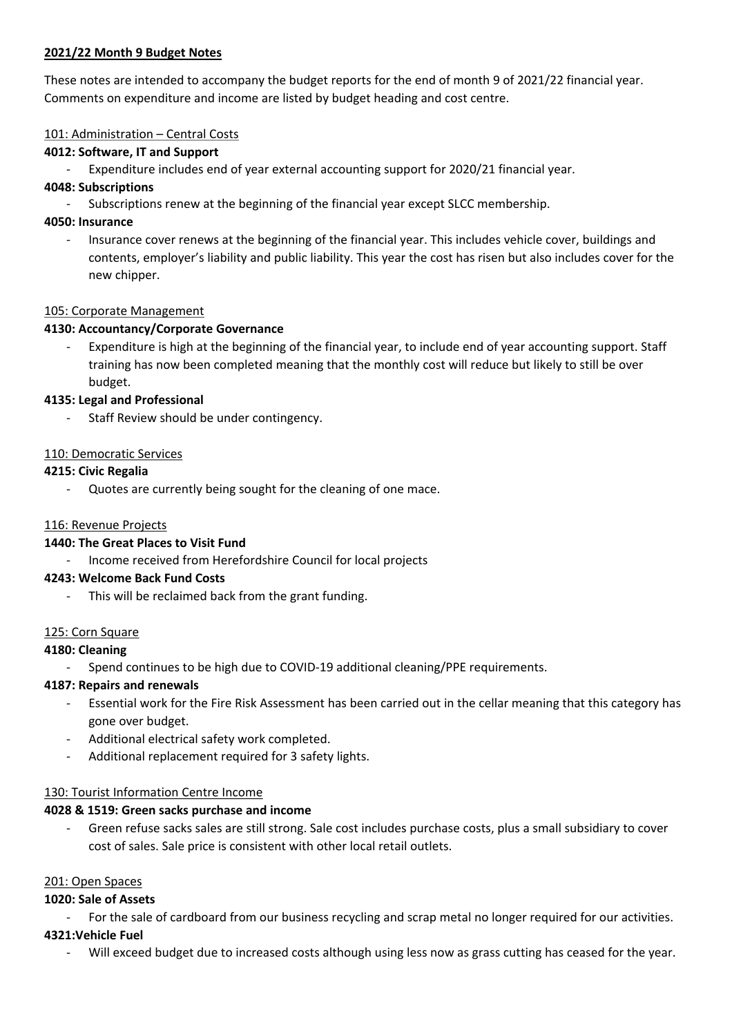## 2021/22 Month 9 Budget Notes

These notes are intended to accompany the budget reports for the end of month 9 of 2021/22 financial year. Comments on expenditure and income are listed by budget heading and cost centre.

### 101: Administration – Central Costs

**4012: Software, IT and Support**

- Expenditure includes end of year external accounting support for 2020/21 financial year.

**4048: Subscriptions**

- Subscriptions renew at the beginning of the financial year except SLCC membership.

**4050: Insurance**

- Insurance cover renews at the beginning of the financial year. This includes vehicle cover, buildings and contents, employer's liability and public liability. This year the cost has risen but also includes cover for the new chipper.

### 105: Corporate Management

**4130: Accountancy/Corporate Governance**

- Expenditure is high at the beginning of the financial year, to include end of year accounting support. Staff training has now been completed meaning that the monthly cost will reduce but likely to still be over budget.

**4135: Legal and Professional**

- Staff Review should be under contingency.

### 110: Democratic Services

**4215: Civic Regalia**

- Quotes are currently being sought for the cleaning of one mace.

### 116: Revenue Projects

**1440: The Great Places to Visit Fund**

- Income received from Herefordshire Council for local projects

**4243: Welcome Back Fund Costs**

- This will be reclaimed back from the grant funding.

### 125: Corn Square

**4180: Cleaning**

- Spend continues to be high due to COVID-19 additional cleaning/PPE requirements.

**4187: Repairs and renewals**

- Essential work for the Fire Risk Assessment has been carried out in the cellar meaning that this category has gone over budget.
- Additional electrical safety work completed.
- Additional replacement required for 3 safety lights.

### 130: Tourist Information Centre Income

**4028 & 1519: Green sacks purchase and income**

- Green refuse sacks sales are still strong. Sale cost includes purchase costs, plus a small subsidiary to cover cost of sales. Sale price is consistent with other local retail outlets.

### 201: Open Spaces

**1020: Sale of Assets**

- For the sale of cardboard from our business recycling and scrap metal no longer required for our activities.

**4321:Vehicle Fuel**

- Will exceed budget due to increased costs although using less now as grass cutting has ceased for the year.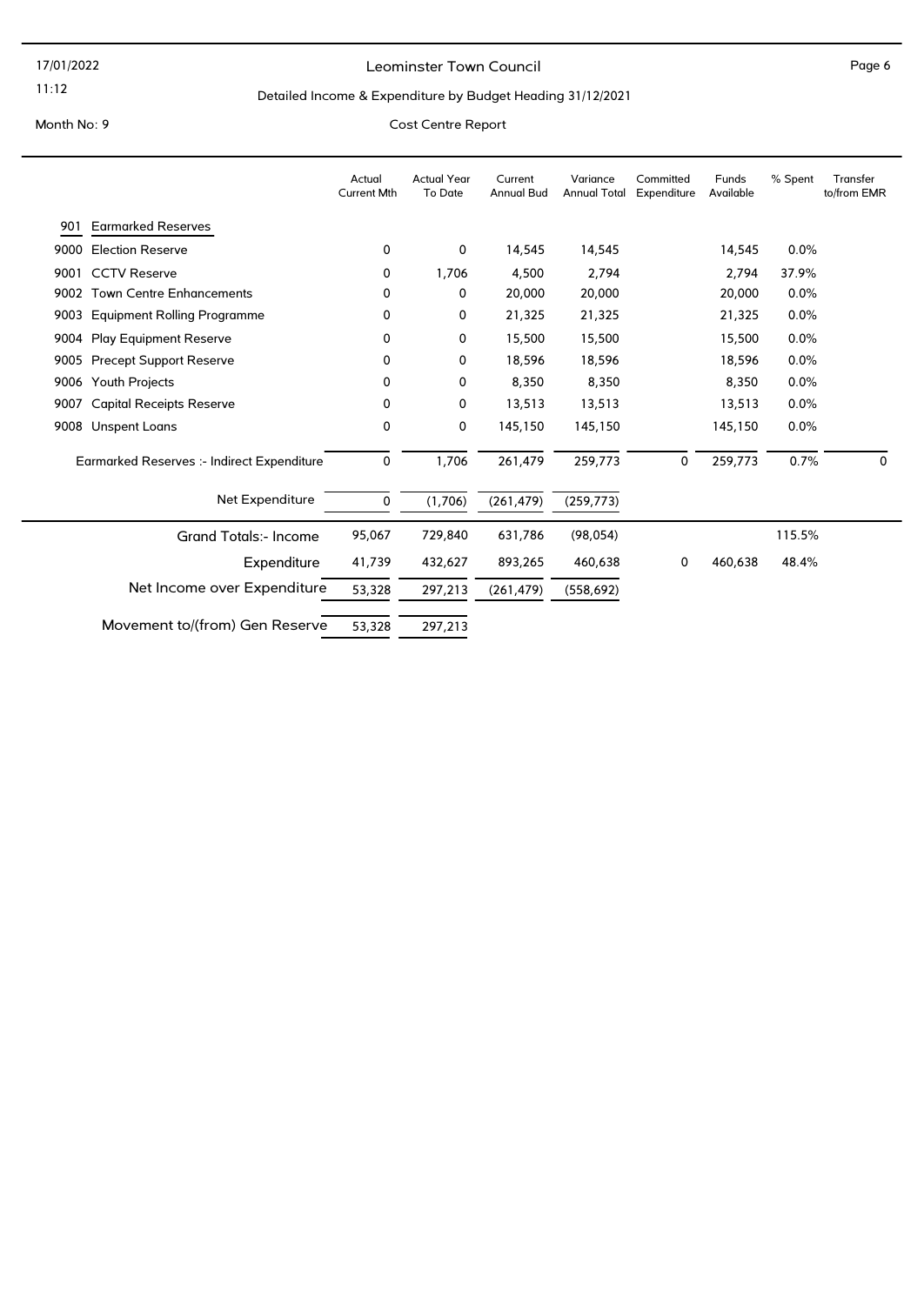# Leominster Town Council

## Detailed Income & Expenditure by Budget Heading 31/12/2021

Month No: 9

Cost Centre Report

| | Actual Current Mth | Actual Year To Date | Current Annual Bud | Variance Annual Total | Committed Expenditure | Funds Available | % Spent | Transfer to/from EMR |
|---|---|---|---|---|---|---|---|---|
| **901 Earmarked Reserves** | | | | | | | | |
| 9000 Election Reserve | 0 | 0 | 14,545 | 14,545 | | 14,545 | 0.0% | |
| 9001 CCTV Reserve | 0 | 1,706 | 4,500 | 2,794 | | 2,794 | 37.9% | |
| 9002 Town Centre Enhancements | 0 | 0 | 20,000 | 20,000 | | 20,000 | 0.0% | |
| 9003 Equipment Rolling Programme | 0 | 0 | 21,325 | 21,325 | | 21,325 | 0.0% | |
| 9004 Play Equipment Reserve | 0 | 0 | 15,500 | 15,500 | | 15,500 | 0.0% | |
| 9005 Precept Support Reserve | 0 | 0 | 18,596 | 18,596 | | 18,596 | 0.0% | |
| 9006 Youth Projects | 0 | 0 | 8,350 | 8,350 | | 8,350 | 0.0% | |
| 9007 Capital Receipts Reserve | 0 | 0 | 13,513 | 13,513 | | 13,513 | 0.0% | |
| 9008 Unspent Loans | 0 | 0 | 145,150 | 145,150 | | 145,150 | 0.0% | |
| Earmarked Reserves :- Indirect Expenditure | 0 | 1,706 | 261,479 | 259,773 | 0 | 259,773 | 0.7% | 0 |
| Net Expenditure | 0 | (1,706) | (261,479) | (259,773) | | | | |
| Grand Totals:- Income | 95,067 | 729,840 | 631,786 | (98,054) | | | 115.5% | |
| Expenditure | 41,739 | 432,627 | 893,265 | 460,638 | 0 | 460,638 | 48.4% | |
| Net Income over Expenditure | 53,328 | 297,213 | (261,479) | (558,692) | | | | |
| Movement to/(from) Gen Reserve | 53,328 | 297,213 | | | | | | |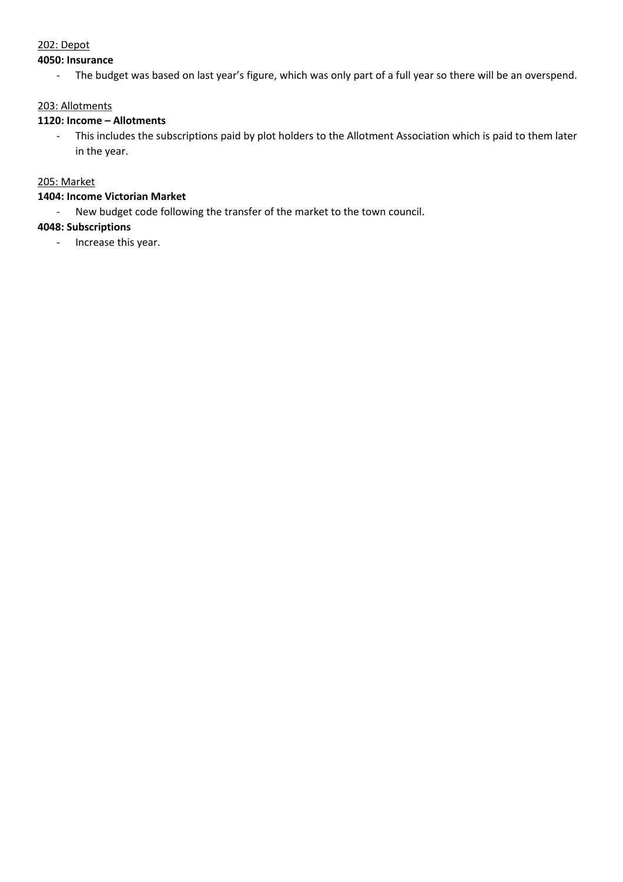<u>202: Depot</u>

**4050: Insurance**

- The budget was based on last year's figure, which was only part of a full year so there will be an overspend.

<u>203: Allotments</u>

**1120: Income – Allotments**

- This includes the subscriptions paid by plot holders to the Allotment Association which is paid to them later in the year.

<u>205: Market</u>

**1404: Income Victorian Market**

- New budget code following the transfer of the market to the town council.

**4048: Subscriptions**

- Increase this year.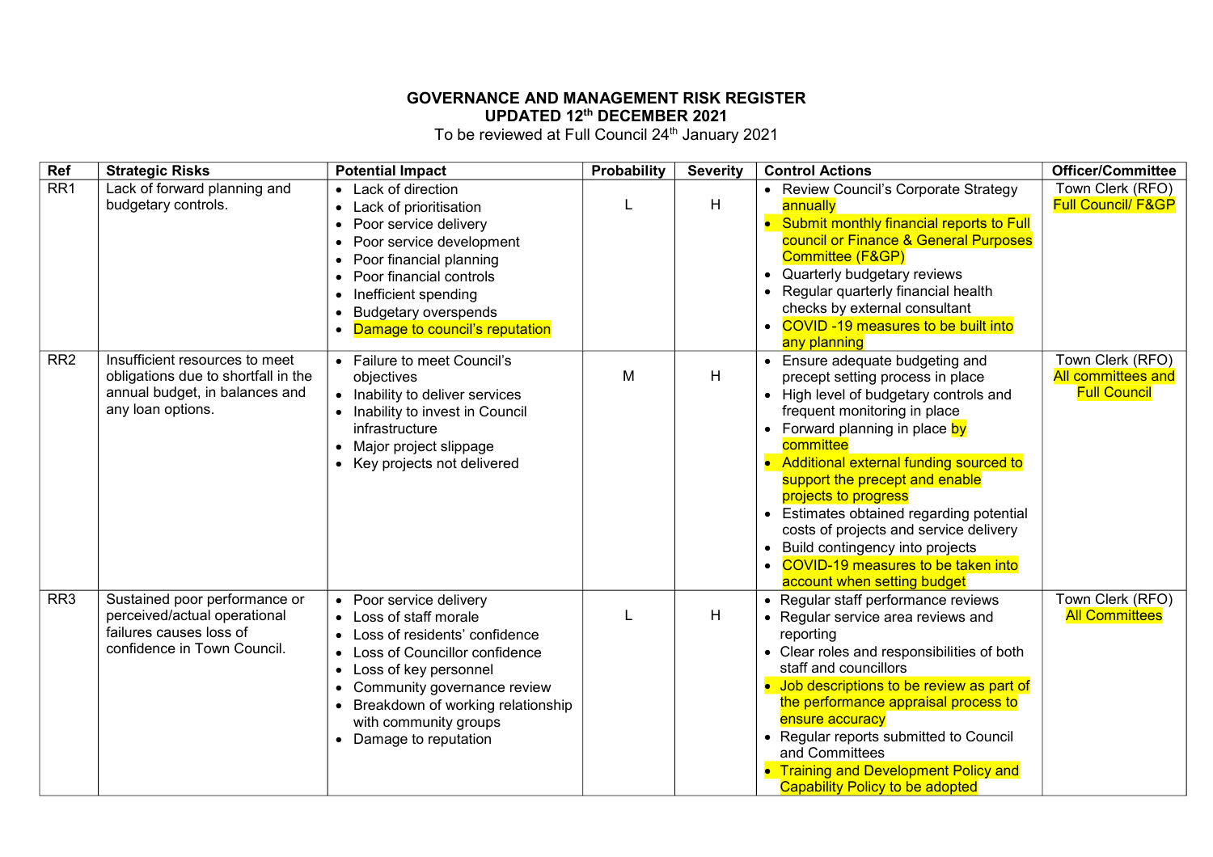**GOVERNANCE AND MANAGEMENT RISK REGISTER**
**UPDATED 12th DECEMBER 2021**
To be reviewed at Full Council 24th January 2021

| Ref | Strategic Risks | Potential Impact | Probability | Severity | Control Actions | Officer/Committee |
|---|---|---|---|---|---|---|
| RR1 | Lack of forward planning and budgetary controls. | • Lack of direction<br>• Lack of prioritisation<br>• Poor service delivery<br>• Poor service development<br>• Poor financial planning<br>• Poor financial controls<br>• Inefficient spending<br>• Budgetary overspends<br>• Damage to council's reputation | L | H | • Review Council's Corporate Strategy annually<br>• Submit monthly financial reports to Full council or Finance & General Purposes Committee (F&GP)<br>• Quarterly budgetary reviews<br>• Regular quarterly financial health checks by external consultant<br>• COVID -19 measures to be built into any planning | Town Clerk (RFO)<br>Full Council/ F&GP |
| RR2 | Insufficient resources to meet obligations due to shortfall in the annual budget, in balances and any loan options. | • Failure to meet Council's objectives<br>• Inability to deliver services<br>• Inability to invest in Council infrastructure<br>• Major project slippage<br>• Key projects not delivered | M | H | • Ensure adequate budgeting and precept setting process in place<br>• High level of budgetary controls and frequent monitoring in place<br>• Forward planning in place by committee<br>• Additional external funding sourced to support the precept and enable projects to progress<br>• Estimates obtained regarding potential costs of projects and service delivery<br>• Build contingency into projects<br>• COVID-19 measures to be taken into account when setting budget | Town Clerk (RFO)<br>All committees and Full Council |
| RR3 | Sustained poor performance or perceived/actual operational failures causes loss of confidence in Town Council. | • Poor service delivery<br>• Loss of staff morale<br>• Loss of residents' confidence<br>• Loss of Councillor confidence<br>• Loss of key personnel<br>• Community governance review<br>• Breakdown of working relationship with community groups<br>• Damage to reputation | L | H | • Regular staff performance reviews<br>• Regular service area reviews and reporting<br>• Clear roles and responsibilities of both staff and councillors<br>• Job descriptions to be review as part of the performance appraisal process to ensure accuracy<br>• Regular reports submitted to Council and Committees<br>• Training and Development Policy and Capability Policy to be adopted | Town Clerk (RFO)<br>All Committees |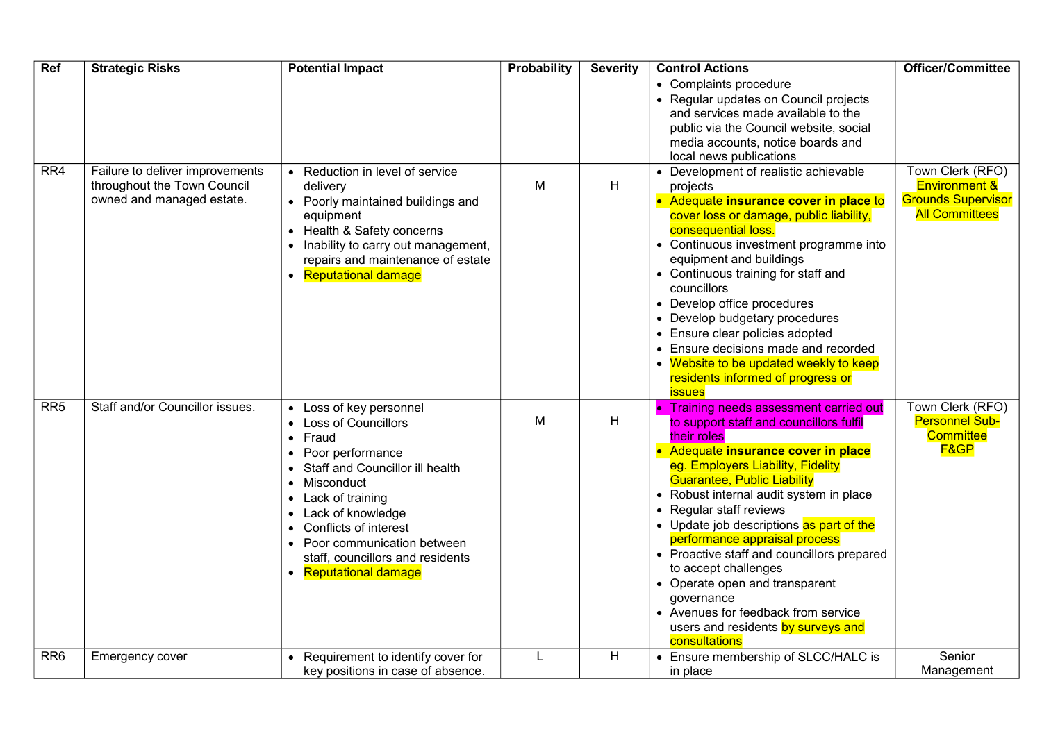| Ref | Strategic Risks | Potential Impact | Probability | Severity | Control Actions | Officer/Committee |
|---|---|---|---|---|---|---|
| | | | | | • Complaints procedure<br>• Regular updates on Council projects and services made available to the public via the Council website, social media accounts, notice boards and local news publications | |
| RR4 | Failure to deliver improvements throughout the Town Council owned and managed estate. | • Reduction in level of service delivery<br>• Poorly maintained buildings and equipment<br>• Health & Safety concerns<br>• Inability to carry out management, repairs and maintenance of estate<br>• Reputational damage | M | H | • Development of realistic achievable projects<br>• Adequate **insurance cover in place** to cover loss or damage, public liability, consequential loss.<br>• Continuous investment programme into equipment and buildings<br>• Continuous training for staff and councillors<br>• Develop office procedures<br>• Develop budgetary procedures<br>• Ensure clear policies adopted<br>• Ensure decisions made and recorded<br>• Website to be updated weekly to keep residents informed of progress or issues | Town Clerk (RFO)<br>Environment & Grounds Supervisor<br>All Committees |
| RR5 | Staff and/or Councillor issues. | • Loss of key personnel<br>• Loss of Councillors<br>• Fraud<br>• Poor performance<br>• Staff and Councillor ill health<br>• Misconduct<br>• Lack of training<br>• Lack of knowledge<br>• Conflicts of interest<br>• Poor communication between staff, councillors and residents<br>• Reputational damage | M | H | • Training needs assessment carried out to support staff and councillors fulfil their roles<br>• Adequate **insurance cover in place** eg. Employers Liability, Fidelity Guarantee, Public Liability<br>• Robust internal audit system in place<br>• Regular staff reviews<br>• Update job descriptions as part of the performance appraisal process<br>• Proactive staff and councillors prepared to accept challenges<br>• Operate open and transparent governance<br>• Avenues for feedback from service users and residents by surveys and consultations | Town Clerk (RFO)<br>Personnel Sub-Committee<br>F&GP |
| RR6 | Emergency cover | • Requirement to identify cover for key positions in case of absence. | L | H | • Ensure membership of SLCC/HALC is in place | Senior Management |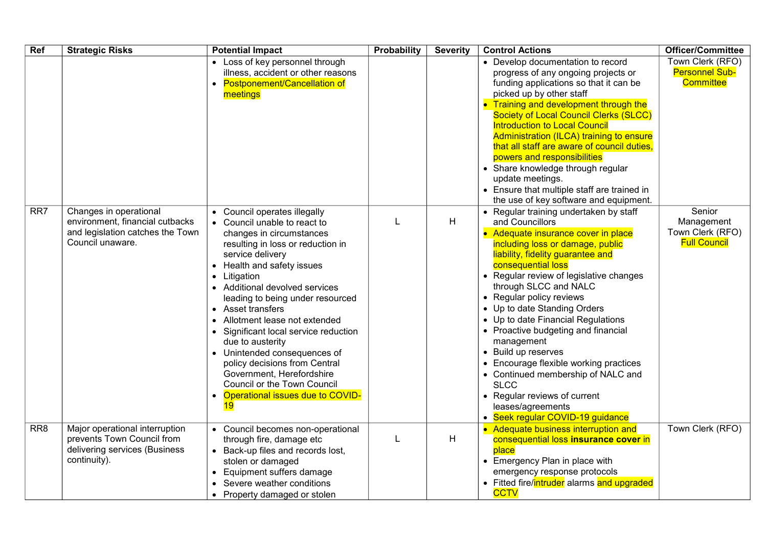| Ref | Strategic Risks | Potential Impact | Probability | Severity | Control Actions | Officer/Committee |
|---|---|---|---|---|---|---|
| | | • Loss of key personnel through illness, accident or other reasons<br>• Postponement/Cancellation of meetings | | | • Develop documentation to record progress of any ongoing projects or funding applications so that it can be picked up by other staff<br>• Training and development through the Society of Local Council Clerks (SLCC) Introduction to Local Council Administration (ILCA) training to ensure that all staff are aware of council duties, powers and responsibilities<br>• Share knowledge through regular update meetings.<br>• Ensure that multiple staff are trained in the use of key software and equipment. | Town Clerk (RFO)<br>Personnel Sub-Committee |
| RR7 | Changes in operational environment, financial cutbacks and legislation catches the Town Council unaware. | • Council operates illegally<br>• Council unable to react to changes in circumstances resulting in loss or reduction in service delivery<br>• Health and safety issues<br>• Litigation<br>• Additional devolved services leading to being under resourced<br>• Asset transfers<br>• Allotment lease not extended<br>• Significant local service reduction due to austerity<br>• Unintended consequences of policy decisions from Central Government, Herefordshire Council or the Town Council<br>• Operational issues due to COVID-19 | L | H | • Regular training undertaken by staff and Councillors<br>• Adequate insurance cover in place including loss or damage, public liability, fidelity guarantee and consequential loss<br>• Regular review of legislative changes through SLCC and NALC<br>• Regular policy reviews<br>• Up to date Standing Orders<br>• Up to date Financial Regulations<br>• Proactive budgeting and financial management<br>• Build up reserves<br>• Encourage flexible working practices<br>• Continued membership of NALC and SLCC<br>• Regular reviews of current leases/agreements<br>• Seek regular COVID-19 guidance | Senior Management<br>Town Clerk (RFO)<br>Full Council |
| RR8 | Major operational interruption prevents Town Council from delivering services (Business continuity). | • Council becomes non-operational through fire, damage etc<br>• Back-up files and records lost, stolen or damaged<br>• Equipment suffers damage<br>• Severe weather conditions<br>• Property damaged or stolen | L | H | • Adequate business interruption and consequential loss **insurance cover** in place<br>• Emergency Plan in place with emergency response protocols<br>• Fitted fire/intruder alarms and upgraded CCTV | Town Clerk (RFO) |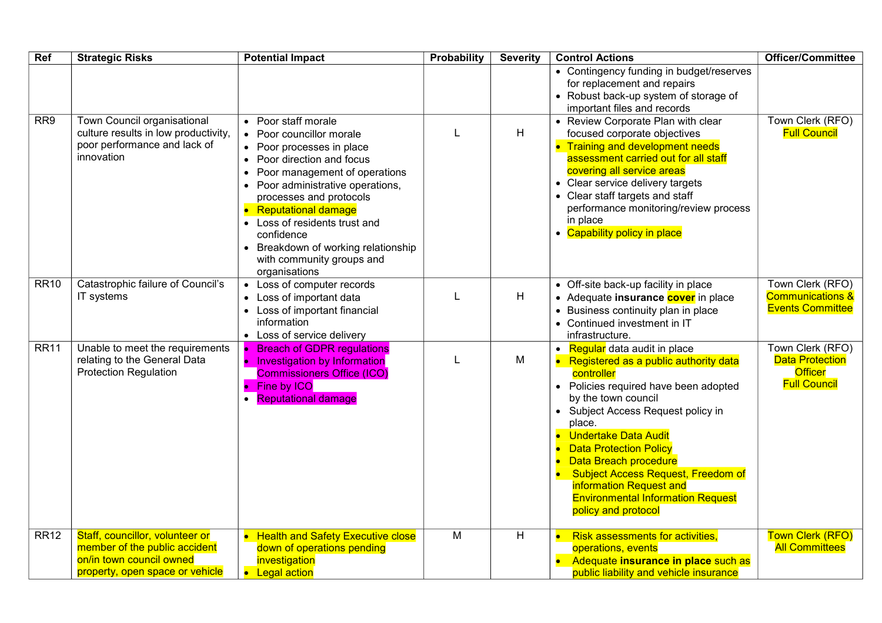| Ref | Strategic Risks | Potential Impact | Probability | Severity | Control Actions | Officer/Committee |
|---|---|---|---|---|---|---|
| | | | | | • Contingency funding in budget/reserves for replacement and repairs<br>• Robust back-up system of storage of important files and records | |
| RR9 | Town Council organisational culture results in low productivity, poor performance and lack of innovation | • Poor staff morale<br>• Poor councillor morale<br>• Poor processes in place<br>• Poor direction and focus<br>• Poor management of operations<br>• Poor administrative operations, processes and protocols<br>• Reputational damage<br>• Loss of residents trust and confidence<br>• Breakdown of working relationship with community groups and organisations | L | H | • Review Corporate Plan with clear focused corporate objectives<br>• Training and development needs assessment carried out for all staff covering all service areas<br>• Clear service delivery targets<br>• Clear staff targets and staff performance monitoring/review process in place<br>• Capability policy in place | Town Clerk (RFO)<br>Full Council |
| RR10 | Catastrophic failure of Council's IT systems | • Loss of computer records<br>• Loss of important data<br>• Loss of important financial information<br>• Loss of service delivery | L | H | • Off-site back-up facility in place<br>• Adequate **insurance cover** in place<br>• Business continuity plan in place<br>• Continued investment in IT infrastructure. | Town Clerk (RFO)<br>Communications & Events Committee |
| RR11 | Unable to meet the requirements relating to the General Data Protection Regulation | • Breach of GDPR regulations<br>• Investigation by Information Commissioners Office (ICO)<br>• Fine by ICO<br>• Reputational damage | L | M | • Regular data audit in place<br>• Registered as a public authority data controller<br>• Policies required have been adopted by the town council<br>• Subject Access Request policy in place.<br>• Undertake Data Audit<br>• Data Protection Policy<br>• Data Breach procedure<br>• Subject Access Request, Freedom of information Request and Environmental Information Request policy and protocol | Town Clerk (RFO)<br>Data Protection Officer<br>Full Council |
| RR12 | Staff, councillor, volunteer or member of the public accident on/in town council owned property, open space or vehicle | • Health and Safety Executive close down of operations pending investigation<br>• Legal action | M | H | • Risk assessments for activities, operations, events<br>• Adequate **insurance in place** such as public liability and vehicle insurance | Town Clerk (RFO)<br>All Committees |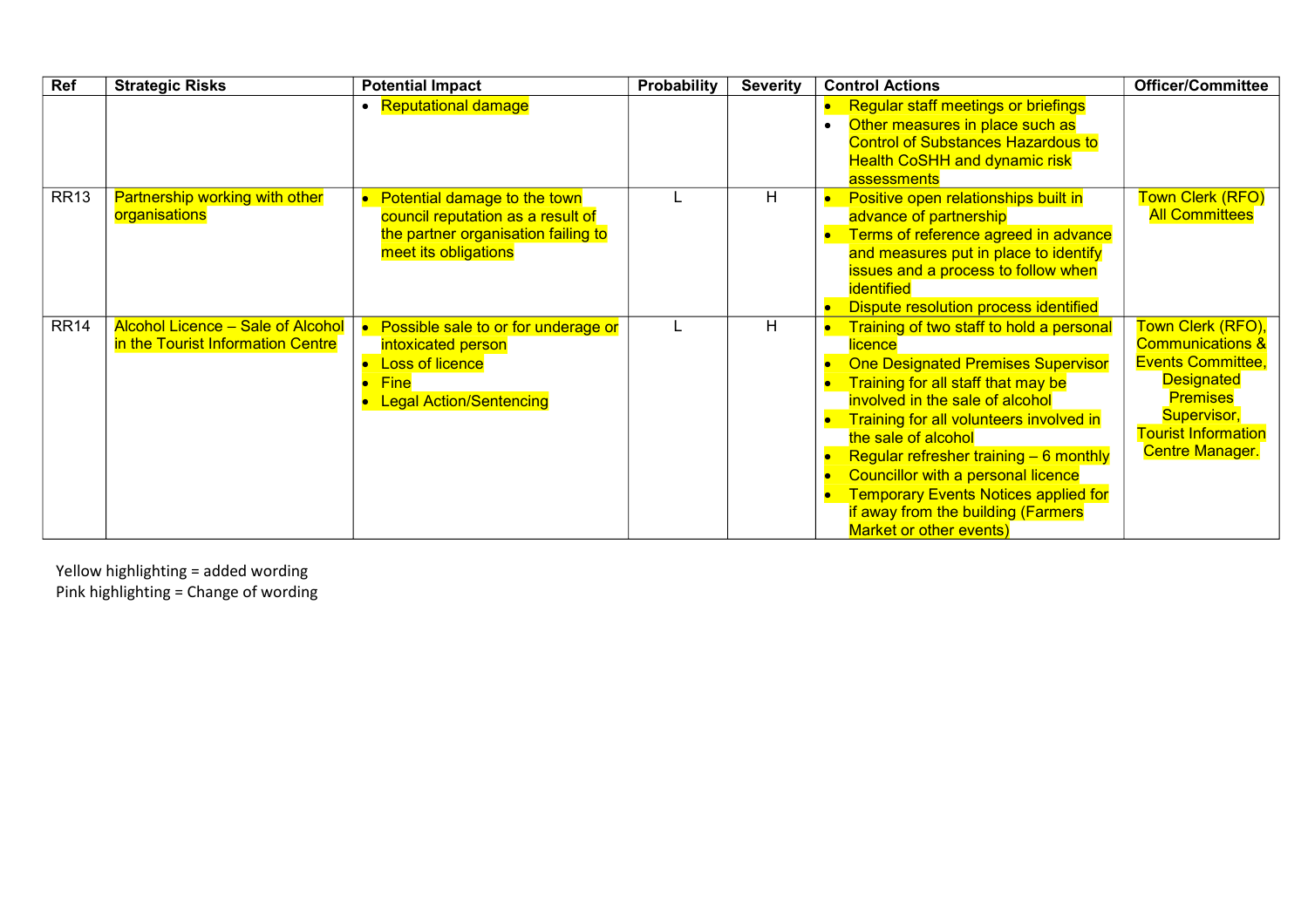| Ref | Strategic Risks | Potential Impact | Probability | Severity | Control Actions | Officer/Committee |
|---|---|---|---|---|---|---|
| | | • Reputational damage | | | • Regular staff meetings or briefings<br>• Other measures in place such as Control of Substances Hazardous to Health CoSHH and dynamic risk assessments | |
| RR13 | Partnership working with other organisations | • Potential damage to the town council reputation as a result of the partner organisation failing to meet its obligations | L | H | • Positive open relationships built in advance of partnership<br>• Terms of reference agreed in advance and measures put in place to identify issues and a process to follow when identified<br>• Dispute resolution process identified | Town Clerk (RFO) All Committees |
| RR14 | Alcohol Licence – Sale of Alcohol in the Tourist Information Centre | • Possible sale to or for underage or intoxicated person<br>• Loss of licence<br>• Fine<br>• Legal Action/Sentencing | L | H | • Training of two staff to hold a personal licence<br>• One Designated Premises Supervisor<br>• Training for all staff that may be involved in the sale of alcohol<br>• Training for all volunteers involved in the sale of alcohol<br>• Regular refresher training – 6 monthly<br>• Councillor with a personal licence<br>• Temporary Events Notices applied for if away from the building (Farmers Market or other events) | Town Clerk (RFO), Communications & Events Committee, Designated Premises Supervisor, Tourist Information Centre Manager. |

Yellow highlighting = added wording
Pink highlighting = Change of wording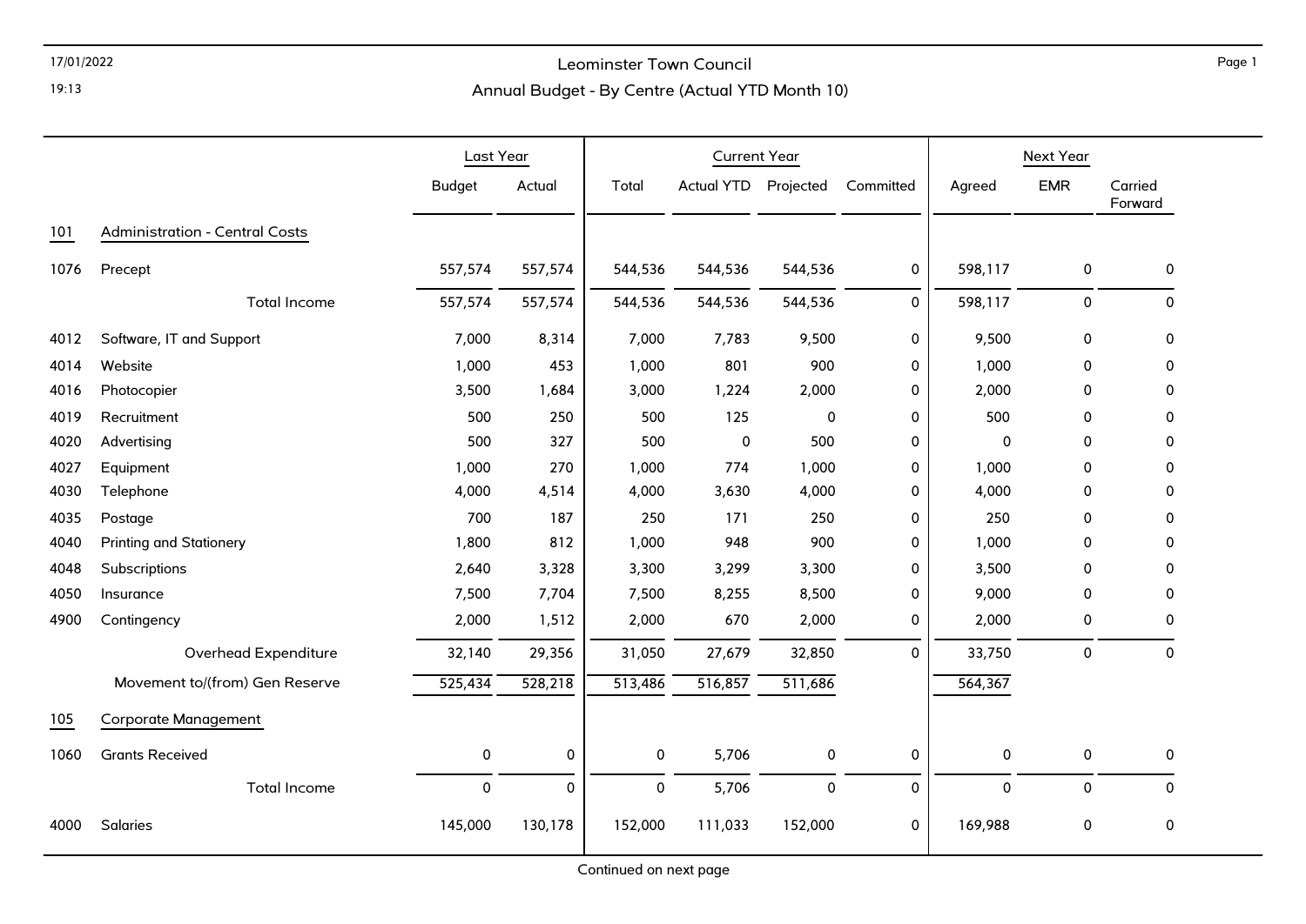# Leominster Town Council

## Annual Budget - By Centre (Actual YTD Month 10)

17/01/2022
19:13

| | | Last Year | | Current Year | | | | Next Year | | |
|---|---|---|---|---|---|---|---|---|---|---|
| | | Budget | Actual | Total | Actual YTD | Projected | Committed | Agreed | EMR | Carried Forward |
| **101** | **Administration - Central Costs** | | | | | | | | | |
| 1076 | Precept | 557,574 | 557,574 | 544,536 | 544,536 | 544,536 | 0 | 598,117 | 0 | 0 |
| | Total Income | 557,574 | 557,574 | 544,536 | 544,536 | 544,536 | 0 | 598,117 | 0 | 0 |
| 4012 | Software, IT and Support | 7,000 | 8,314 | 7,000 | 7,783 | 9,500 | 0 | 9,500 | 0 | 0 |
| 4014 | Website | 1,000 | 453 | 1,000 | 801 | 900 | 0 | 1,000 | 0 | 0 |
| 4016 | Photocopier | 3,500 | 1,684 | 3,000 | 1,224 | 2,000 | 0 | 2,000 | 0 | 0 |
| 4019 | Recruitment | 500 | 250 | 500 | 125 | 0 | 0 | 500 | 0 | 0 |
| 4020 | Advertising | 500 | 327 | 500 | 0 | 500 | 0 | 0 | 0 | 0 |
| 4027 | Equipment | 1,000 | 270 | 1,000 | 774 | 1,000 | 0 | 1,000 | 0 | 0 |
| 4030 | Telephone | 4,000 | 4,514 | 4,000 | 3,630 | 4,000 | 0 | 4,000 | 0 | 0 |
| 4035 | Postage | 700 | 187 | 250 | 171 | 250 | 0 | 250 | 0 | 0 |
| 4040 | Printing and Stationery | 1,800 | 812 | 1,000 | 948 | 900 | 0 | 1,000 | 0 | 0 |
| 4048 | Subscriptions | 2,640 | 3,328 | 3,300 | 3,299 | 3,300 | 0 | 3,500 | 0 | 0 |
| 4050 | Insurance | 7,500 | 7,704 | 7,500 | 8,255 | 8,500 | 0 | 9,000 | 0 | 0 |
| 4900 | Contingency | 2,000 | 1,512 | 2,000 | 670 | 2,000 | 0 | 2,000 | 0 | 0 |
| | Overhead Expenditure | 32,140 | 29,356 | 31,050 | 27,679 | 32,850 | 0 | 33,750 | 0 | 0 |
| | Movement to/(from) Gen Reserve | 525,434 | 528,218 | 513,486 | 516,857 | 511,686 | | 564,367 | | |
| **105** | **Corporate Management** | | | | | | | | | |
| 1060 | Grants Received | 0 | 0 | 0 | 5,706 | 0 | 0 | 0 | 0 | 0 |
| | Total Income | 0 | 0 | 0 | 5,706 | 0 | 0 | 0 | 0 | 0 |
| 4000 | Salaries | 145,000 | 130,178 | 152,000 | 111,033 | 152,000 | 0 | 169,988 | 0 | 0 |

Continued on next page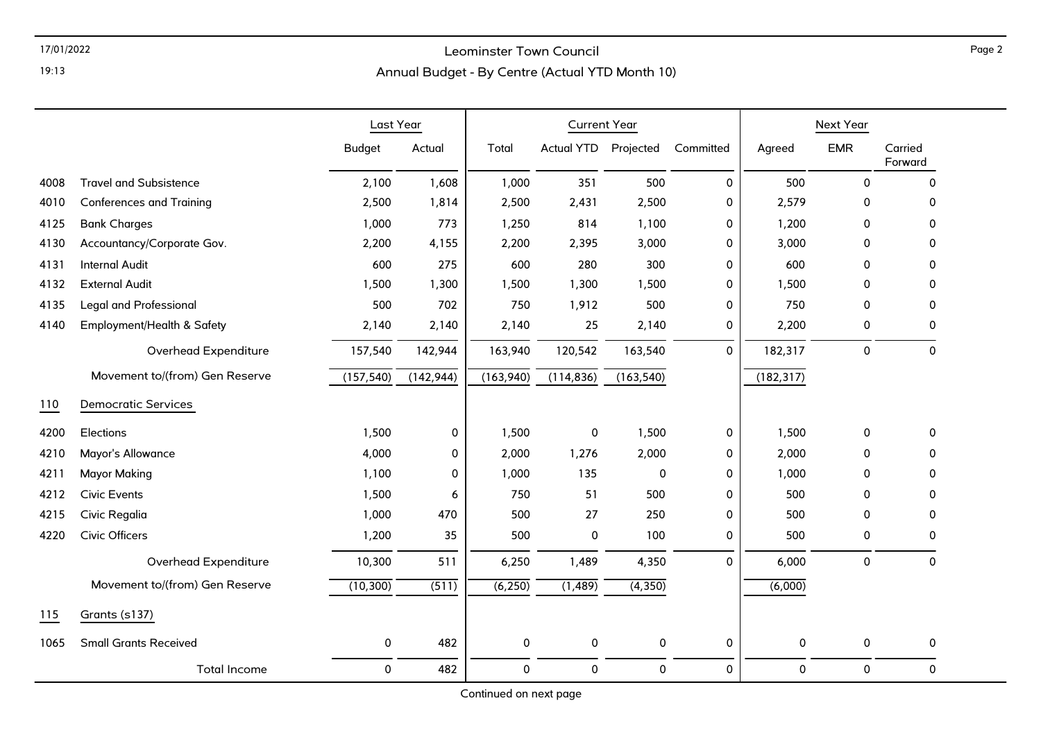# Leominster Town Council

## Annual Budget - By Centre (Actual YTD Month 10)

| | | Last Year | | Current Year | | | | Next Year | | |
|---|---|---|---|---|---|---|---|---|---|---|
| | | Budget | Actual | Total | Actual YTD | Projected | Committed | Agreed | EMR | Carried Forward |
| 4008 | Travel and Subsistence | 2,100 | 1,608 | 1,000 | 351 | 500 | 0 | 500 | 0 | 0 |
| 4010 | Conferences and Training | 2,500 | 1,814 | 2,500 | 2,431 | 2,500 | 0 | 2,579 | 0 | 0 |
| 4125 | Bank Charges | 1,000 | 773 | 1,250 | 814 | 1,100 | 0 | 1,200 | 0 | 0 |
| 4130 | Accountancy/Corporate Gov. | 2,200 | 4,155 | 2,200 | 2,395 | 3,000 | 0 | 3,000 | 0 | 0 |
| 4131 | Internal Audit | 600 | 275 | 600 | 280 | 300 | 0 | 600 | 0 | 0 |
| 4132 | External Audit | 1,500 | 1,300 | 1,500 | 1,300 | 1,500 | 0 | 1,500 | 0 | 0 |
| 4135 | Legal and Professional | 500 | 702 | 750 | 1,912 | 500 | 0 | 750 | 0 | 0 |
| 4140 | Employment/Health & Safety | 2,140 | 2,140 | 2,140 | 25 | 2,140 | 0 | 2,200 | 0 | 0 |
| | Overhead Expenditure | 157,540 | 142,944 | 163,940 | 120,542 | 163,540 | 0 | 182,317 | 0 | 0 |
| | Movement to/(from) Gen Reserve | (157,540) | (142,944) | (163,940) | (114,836) | (163,540) | | (182,317) | | |
| 110 | Democratic Services | | | | | | | | | |
| 4200 | Elections | 1,500 | 0 | 1,500 | 0 | 1,500 | 0 | 1,500 | 0 | 0 |
| 4210 | Mayor's Allowance | 4,000 | 0 | 2,000 | 1,276 | 2,000 | 0 | 2,000 | 0 | 0 |
| 4211 | Mayor Making | 1,100 | 0 | 1,000 | 135 | 0 | 0 | 1,000 | 0 | 0 |
| 4212 | Civic Events | 1,500 | 6 | 750 | 51 | 500 | 0 | 500 | 0 | 0 |
| 4215 | Civic Regalia | 1,000 | 470 | 500 | 27 | 250 | 0 | 500 | 0 | 0 |
| 4220 | Civic Officers | 1,200 | 35 | 500 | 0 | 100 | 0 | 500 | 0 | 0 |
| | Overhead Expenditure | 10,300 | 511 | 6,250 | 1,489 | 4,350 | 0 | 6,000 | 0 | 0 |
| | Movement to/(from) Gen Reserve | (10,300) | (511) | (6,250) | (1,489) | (4,350) | | (6,000) | | |
| 115 | Grants (s137) | | | | | | | | | |
| 1065 | Small Grants Received | 0 | 482 | 0 | 0 | 0 | 0 | 0 | 0 | 0 |
| | Total Income | 0 | 482 | 0 | 0 | 0 | 0 | 0 | 0 | 0 |

Continued on next page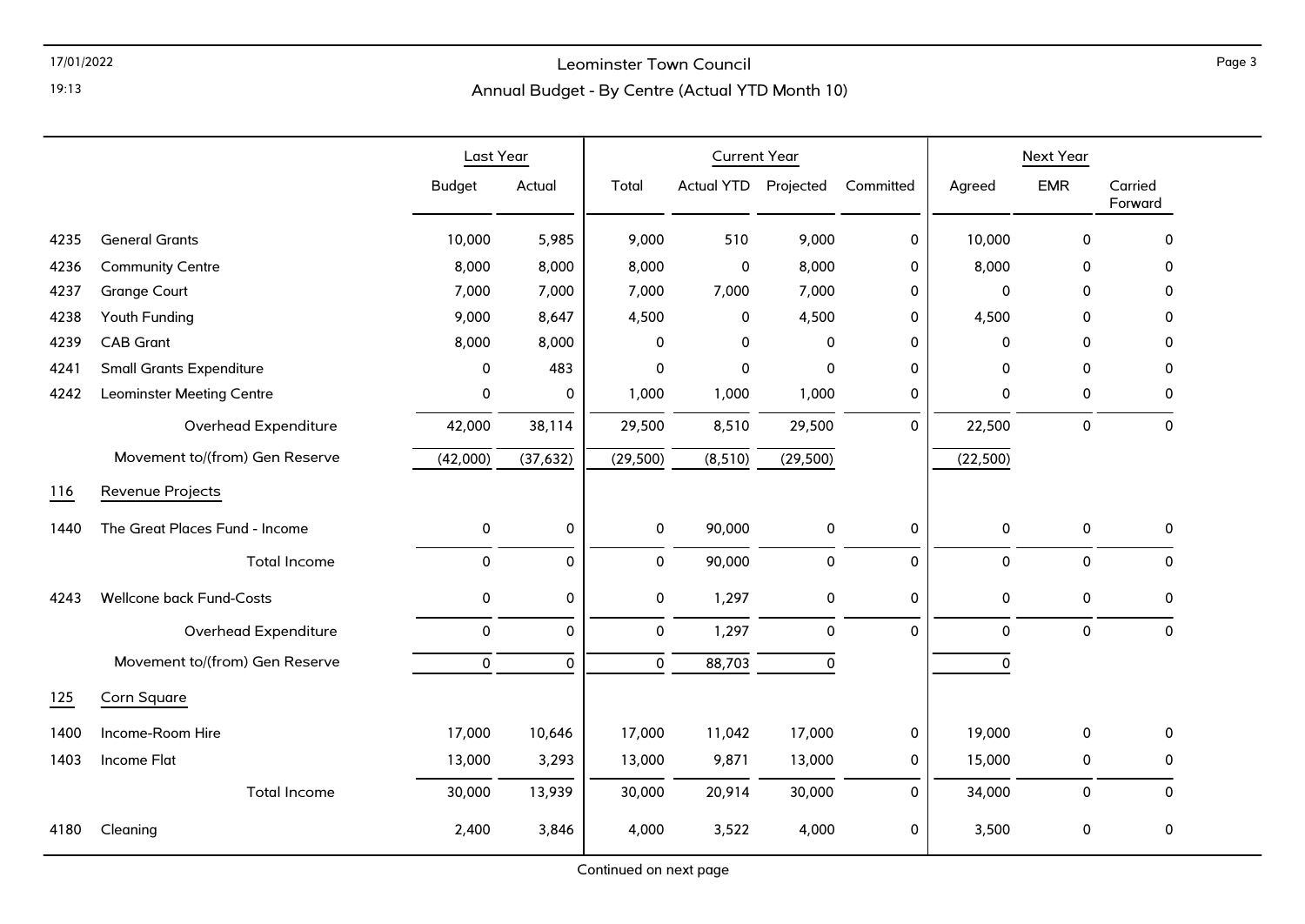# Leominster Town Council

## Annual Budget - By Centre (Actual YTD Month 10)

| | | Last Year | | Current Year | | | | Next Year | | |
|---|---|---|---|---|---|---|---|---|---|---|
| | | Budget | Actual | Total | Actual YTD | Projected | Committed | Agreed | EMR | Carried Forward |
| 4235 | General Grants | 10,000 | 5,985 | 9,000 | 510 | 9,000 | 0 | 10,000 | 0 | 0 |
| 4236 | Community Centre | 8,000 | 8,000 | 8,000 | 0 | 8,000 | 0 | 8,000 | 0 | 0 |
| 4237 | Grange Court | 7,000 | 7,000 | 7,000 | 7,000 | 7,000 | 0 | 0 | 0 | 0 |
| 4238 | Youth Funding | 9,000 | 8,647 | 4,500 | 0 | 4,500 | 0 | 4,500 | 0 | 0 |
| 4239 | CAB Grant | 8,000 | 8,000 | 0 | 0 | 0 | 0 | 0 | 0 | 0 |
| 4241 | Small Grants Expenditure | 0 | 483 | 0 | 0 | 0 | 0 | 0 | 0 | 0 |
| 4242 | Leominster Meeting Centre | 0 | 0 | 1,000 | 1,000 | 1,000 | 0 | 0 | 0 | 0 |
| | Overhead Expenditure | 42,000 | 38,114 | 29,500 | 8,510 | 29,500 | 0 | 22,500 | 0 | 0 |
| | Movement to/(from) Gen Reserve | (42,000) | (37,632) | (29,500) | (8,510) | (29,500) | | (22,500) | | |
| 116 | Revenue Projects | | | | | | | | | |
| 1440 | The Great Places Fund - Income | 0 | 0 | 0 | 90,000 | 0 | 0 | 0 | 0 | 0 |
| | Total Income | 0 | 0 | 0 | 90,000 | 0 | 0 | 0 | 0 | 0 |
| 4243 | Wellcone back Fund-Costs | 0 | 0 | 0 | 1,297 | 0 | 0 | 0 | 0 | 0 |
| | Overhead Expenditure | 0 | 0 | 0 | 1,297 | 0 | 0 | 0 | 0 | 0 |
| | Movement to/(from) Gen Reserve | 0 | 0 | 0 | 88,703 | 0 | | 0 | | |
| 125 | Corn Square | | | | | | | | | |
| 1400 | Income-Room Hire | 17,000 | 10,646 | 17,000 | 11,042 | 17,000 | 0 | 19,000 | 0 | 0 |
| 1403 | Income Flat | 13,000 | 3,293 | 13,000 | 9,871 | 13,000 | 0 | 15,000 | 0 | 0 |
| | Total Income | 30,000 | 13,939 | 30,000 | 20,914 | 30,000 | 0 | 34,000 | 0 | 0 |
| 4180 | Cleaning | 2,400 | 3,846 | 4,000 | 3,522 | 4,000 | 0 | 3,500 | 0 | 0 |

Continued on next page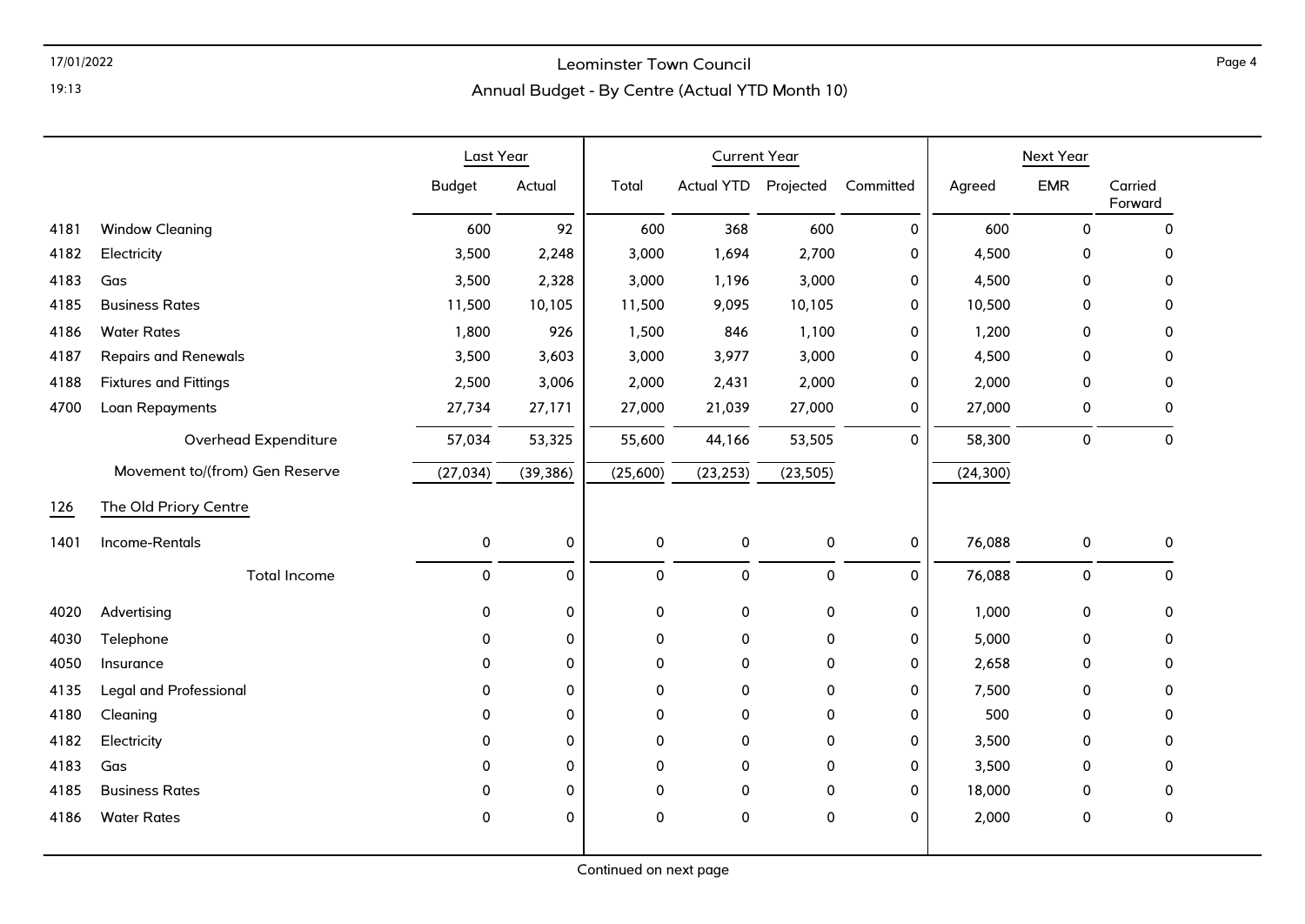# Leominster Town Council

## Annual Budget - By Centre (Actual YTD Month 10)

| | | Last Year | | Current Year | | | | Next Year | | |
|---|---|---|---|---|---|---|---|---|---|---|
| | | Budget | Actual | Total | Actual YTD | Projected | Committed | Agreed | EMR | Carried Forward |
| 4181 | Window Cleaning | 600 | 92 | 600 | 368 | 600 | 0 | 600 | 0 | 0 |
| 4182 | Electricity | 3,500 | 2,248 | 3,000 | 1,694 | 2,700 | 0 | 4,500 | 0 | 0 |
| 4183 | Gas | 3,500 | 2,328 | 3,000 | 1,196 | 3,000 | 0 | 4,500 | 0 | 0 |
| 4185 | Business Rates | 11,500 | 10,105 | 11,500 | 9,095 | 10,105 | 0 | 10,500 | 0 | 0 |
| 4186 | Water Rates | 1,800 | 926 | 1,500 | 846 | 1,100 | 0 | 1,200 | 0 | 0 |
| 4187 | Repairs and Renewals | 3,500 | 3,603 | 3,000 | 3,977 | 3,000 | 0 | 4,500 | 0 | 0 |
| 4188 | Fixtures and Fittings | 2,500 | 3,006 | 2,000 | 2,431 | 2,000 | 0 | 2,000 | 0 | 0 |
| 4700 | Loan Repayments | 27,734 | 27,171 | 27,000 | 21,039 | 27,000 | 0 | 27,000 | 0 | 0 |
| | Overhead Expenditure | 57,034 | 53,325 | 55,600 | 44,166 | 53,505 | 0 | 58,300 | 0 | 0 |
| | Movement to/(from) Gen Reserve | (27,034) | (39,386) | (25,600) | (23,253) | (23,505) | | (24,300) | | |
| 126 | The Old Priory Centre | | | | | | | | | |
| 1401 | Income-Rentals | 0 | 0 | 0 | 0 | 0 | 0 | 76,088 | 0 | 0 |
| | Total Income | 0 | 0 | 0 | 0 | 0 | 0 | 76,088 | 0 | 0 |
| 4020 | Advertising | 0 | 0 | 0 | 0 | 0 | 0 | 1,000 | 0 | 0 |
| 4030 | Telephone | 0 | 0 | 0 | 0 | 0 | 0 | 5,000 | 0 | 0 |
| 4050 | Insurance | 0 | 0 | 0 | 0 | 0 | 0 | 2,658 | 0 | 0 |
| 4135 | Legal and Professional | 0 | 0 | 0 | 0 | 0 | 0 | 7,500 | 0 | 0 |
| 4180 | Cleaning | 0 | 0 | 0 | 0 | 0 | 0 | 500 | 0 | 0 |
| 4182 | Electricity | 0 | 0 | 0 | 0 | 0 | 0 | 3,500 | 0 | 0 |
| 4183 | Gas | 0 | 0 | 0 | 0 | 0 | 0 | 3,500 | 0 | 0 |
| 4185 | Business Rates | 0 | 0 | 0 | 0 | 0 | 0 | 18,000 | 0 | 0 |
| 4186 | Water Rates | 0 | 0 | 0 | 0 | 0 | 0 | 2,000 | 0 | 0 |

Continued on next page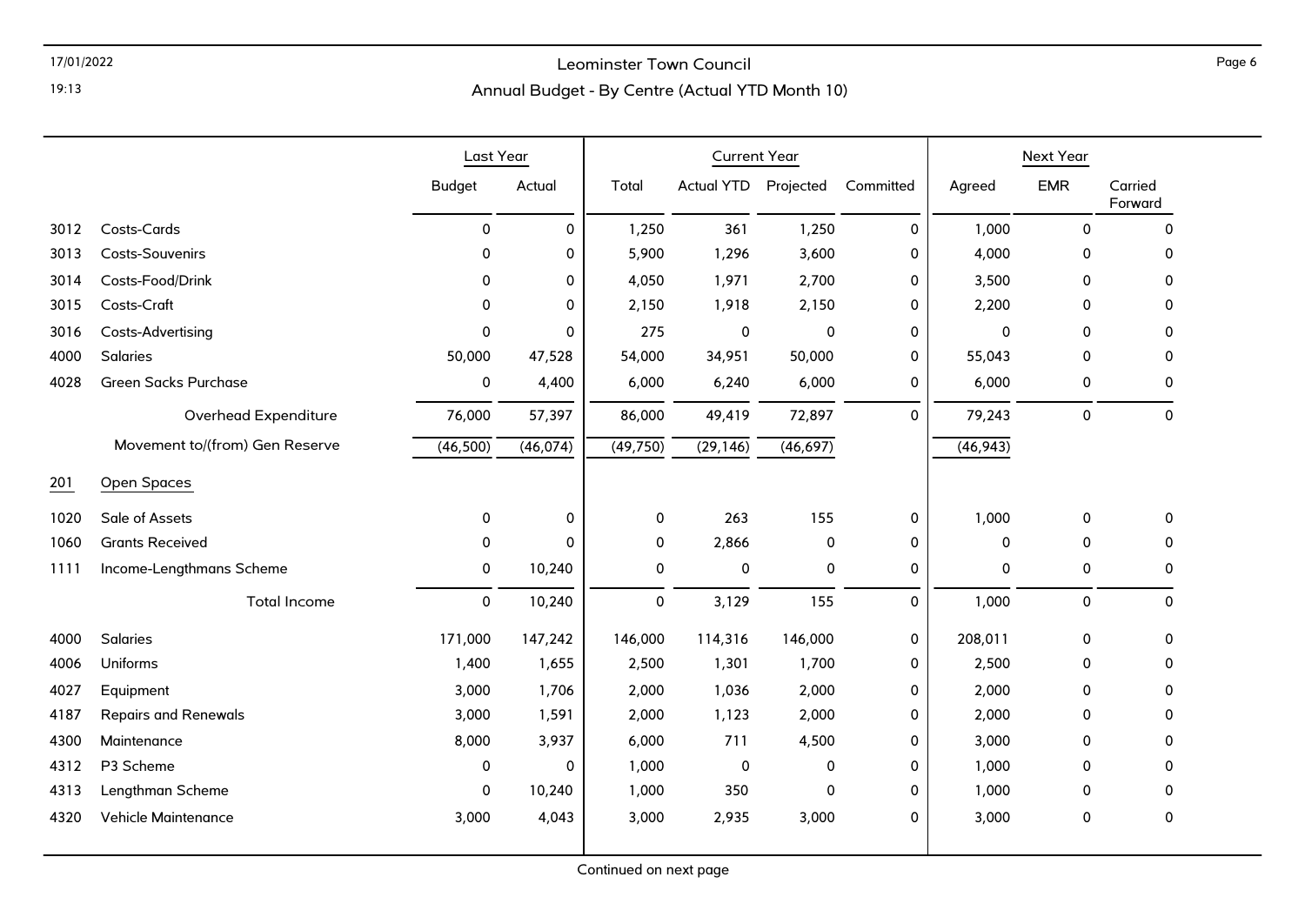# Leominster Town Council

## Annual Budget - By Centre (Actual YTD Month 10)

| | | Last Year | | Current Year | | | | Next Year | | |
|---|---|---|---|---|---|---|---|---|---|---|
| | | Budget | Actual | Total | Actual YTD | Projected | Committed | Agreed | EMR | Carried Forward |
| 3012 | Costs-Cards | 0 | 0 | 1,250 | 361 | 1,250 | 0 | 1,000 | 0 | 0 |
| 3013 | Costs-Souvenirs | 0 | 0 | 5,900 | 1,296 | 3,600 | 0 | 4,000 | 0 | 0 |
| 3014 | Costs-Food/Drink | 0 | 0 | 4,050 | 1,971 | 2,700 | 0 | 3,500 | 0 | 0 |
| 3015 | Costs-Craft | 0 | 0 | 2,150 | 1,918 | 2,150 | 0 | 2,200 | 0 | 0 |
| 3016 | Costs-Advertising | 0 | 0 | 275 | 0 | 0 | 0 | 0 | 0 | 0 |
| 4000 | Salaries | 50,000 | 47,528 | 54,000 | 34,951 | 50,000 | 0 | 55,043 | 0 | 0 |
| 4028 | Green Sacks Purchase | 0 | 4,400 | 6,000 | 6,240 | 6,000 | 0 | 6,000 | 0 | 0 |
| | Overhead Expenditure | 76,000 | 57,397 | 86,000 | 49,419 | 72,897 | 0 | 79,243 | 0 | 0 |
| | Movement to/(from) Gen Reserve | (46,500) | (46,074) | (49,750) | (29,146) | (46,697) | | (46,943) | | |
| 201 | Open Spaces | | | | | | | | | |
| 1020 | Sale of Assets | 0 | 0 | 0 | 263 | 155 | 0 | 1,000 | 0 | 0 |
| 1060 | Grants Received | 0 | 0 | 0 | 2,866 | 0 | 0 | 0 | 0 | 0 |
| 1111 | Income-Lengthmans Scheme | 0 | 10,240 | 0 | 0 | 0 | 0 | 0 | 0 | 0 |
| | Total Income | 0 | 10,240 | 0 | 3,129 | 155 | 0 | 1,000 | 0 | 0 |
| 4000 | Salaries | 171,000 | 147,242 | 146,000 | 114,316 | 146,000 | 0 | 208,011 | 0 | 0 |
| 4006 | Uniforms | 1,400 | 1,655 | 2,500 | 1,301 | 1,700 | 0 | 2,500 | 0 | 0 |
| 4027 | Equipment | 3,000 | 1,706 | 2,000 | 1,036 | 2,000 | 0 | 2,000 | 0 | 0 |
| 4187 | Repairs and Renewals | 3,000 | 1,591 | 2,000 | 1,123 | 2,000 | 0 | 2,000 | 0 | 0 |
| 4300 | Maintenance | 8,000 | 3,937 | 6,000 | 711 | 4,500 | 0 | 3,000 | 0 | 0 |
| 4312 | P3 Scheme | 0 | 0 | 1,000 | 0 | 0 | 0 | 1,000 | 0 | 0 |
| 4313 | Lengthman Scheme | 0 | 10,240 | 1,000 | 350 | 0 | 0 | 1,000 | 0 | 0 |
| 4320 | Vehicle Maintenance | 3,000 | 4,043 | 3,000 | 2,935 | 3,000 | 0 | 3,000 | 0 | 0 |

Continued on next page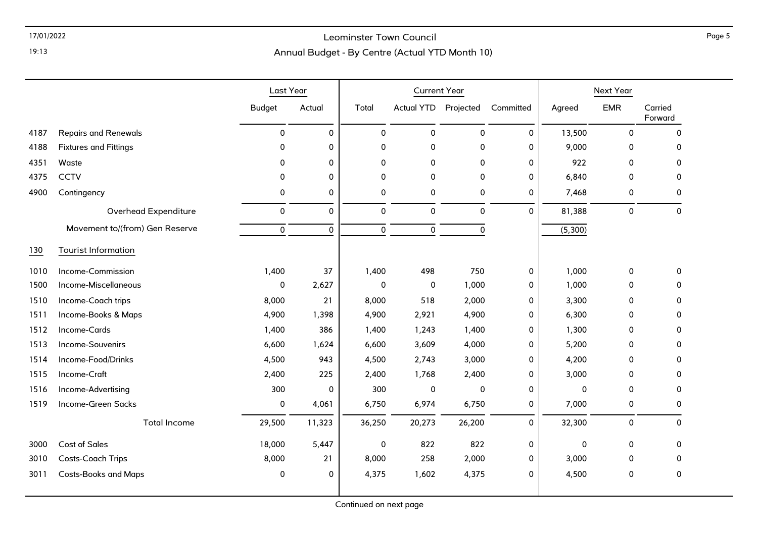| | | Last Year | | Current Year | | | | Next Year | | |
|---|---|---|---|---|---|---|---|---|---|---|
| | | Budget | Actual | Total | Actual YTD | Projected | Committed | Agreed | EMR | Carried Forward |
| 4187 | Repairs and Renewals | 0 | 0 | 0 | 0 | 0 | 0 | 13,500 | 0 | 0 |
| 4188 | Fixtures and Fittings | 0 | 0 | 0 | 0 | 0 | 0 | 9,000 | 0 | 0 |
| 4351 | Waste | 0 | 0 | 0 | 0 | 0 | 0 | 922 | 0 | 0 |
| 4375 | CCTV | 0 | 0 | 0 | 0 | 0 | 0 | 6,840 | 0 | 0 |
| 4900 | Contingency | 0 | 0 | 0 | 0 | 0 | 0 | 7,468 | 0 | 0 |
| | Overhead Expenditure | 0 | 0 | 0 | 0 | 0 | 0 | 81,388 | 0 | 0 |
| | Movement to/(from) Gen Reserve | 0 | 0 | 0 | 0 | 0 | | (5,300) | | |
| 130 | Tourist Information | | | | | | | | | |
| 1010 | Income-Commission | 1,400 | 37 | 1,400 | 498 | 750 | 0 | 1,000 | 0 | 0 |
| 1500 | Income-Miscellaneous | 0 | 2,627 | 0 | 0 | 1,000 | 0 | 1,000 | 0 | 0 |
| 1510 | Income-Coach trips | 8,000 | 21 | 8,000 | 518 | 2,000 | 0 | 3,300 | 0 | 0 |
| 1511 | Income-Books & Maps | 4,900 | 1,398 | 4,900 | 2,921 | 4,900 | 0 | 6,300 | 0 | 0 |
| 1512 | Income-Cards | 1,400 | 386 | 1,400 | 1,243 | 1,400 | 0 | 1,300 | 0 | 0 |
| 1513 | Income-Souvenirs | 6,600 | 1,624 | 6,600 | 3,609 | 4,000 | 0 | 5,200 | 0 | 0 |
| 1514 | Income-Food/Drinks | 4,500 | 943 | 4,500 | 2,743 | 3,000 | 0 | 4,200 | 0 | 0 |
| 1515 | Income-Craft | 2,400 | 225 | 2,400 | 1,768 | 2,400 | 0 | 3,000 | 0 | 0 |
| 1516 | Income-Advertising | 300 | 0 | 300 | 0 | 0 | 0 | 0 | 0 | 0 |
| 1519 | Income-Green Sacks | 0 | 4,061 | 6,750 | 6,974 | 6,750 | 0 | 7,000 | 0 | 0 |
| | Total Income | 29,500 | 11,323 | 36,250 | 20,273 | 26,200 | 0 | 32,300 | 0 | 0 |
| 3000 | Cost of Sales | 18,000 | 5,447 | 0 | 822 | 822 | 0 | 0 | 0 | 0 |
| 3010 | Costs-Coach Trips | 8,000 | 21 | 8,000 | 258 | 2,000 | 0 | 3,000 | 0 | 0 |
| 3011 | Costs-Books and Maps | 0 | 0 | 4,375 | 1,602 | 4,375 | 0 | 4,500 | 0 | 0 |

Continued on next page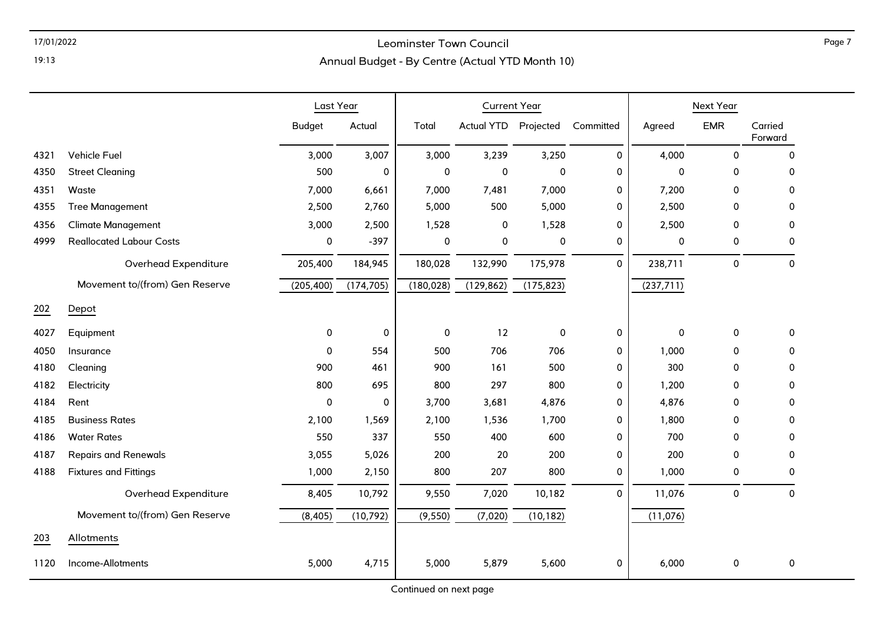# Leominster Town Council

## Annual Budget - By Centre (Actual YTD Month 10)

| | | Last Year | | Current Year | | | | Next Year | | |
|---|---|---|---|---|---|---|---|---|---|---|
| | | Budget | Actual | Total | Actual YTD | Projected | Committed | Agreed | EMR | Carried Forward |
| 4321 | Vehicle Fuel | 3,000 | 3,007 | 3,000 | 3,239 | 3,250 | 0 | 4,000 | 0 | 0 |
| 4350 | Street Cleaning | 500 | 0 | 0 | 0 | 0 | 0 | 0 | 0 | 0 |
| 4351 | Waste | 7,000 | 6,661 | 7,000 | 7,481 | 7,000 | 0 | 7,200 | 0 | 0 |
| 4355 | Tree Management | 2,500 | 2,760 | 5,000 | 500 | 5,000 | 0 | 2,500 | 0 | 0 |
| 4356 | Climate Management | 3,000 | 2,500 | 1,528 | 0 | 1,528 | 0 | 2,500 | 0 | 0 |
| 4999 | Reallocated Labour Costs | 0 | -397 | 0 | 0 | 0 | 0 | 0 | 0 | 0 |
| | Overhead Expenditure | 205,400 | 184,945 | 180,028 | 132,990 | 175,978 | 0 | 238,711 | 0 | 0 |
| | Movement to/(from) Gen Reserve | (205,400) | (174,705) | (180,028) | (129,862) | (175,823) | | (237,711) | | |
| 202 | Depot | | | | | | | | | |
| 4027 | Equipment | 0 | 0 | 0 | 12 | 0 | 0 | 0 | 0 | 0 |
| 4050 | Insurance | 0 | 554 | 500 | 706 | 706 | 0 | 1,000 | 0 | 0 |
| 4180 | Cleaning | 900 | 461 | 900 | 161 | 500 | 0 | 300 | 0 | 0 |
| 4182 | Electricity | 800 | 695 | 800 | 297 | 800 | 0 | 1,200 | 0 | 0 |
| 4184 | Rent | 0 | 0 | 3,700 | 3,681 | 4,876 | 0 | 4,876 | 0 | 0 |
| 4185 | Business Rates | 2,100 | 1,569 | 2,100 | 1,536 | 1,700 | 0 | 1,800 | 0 | 0 |
| 4186 | Water Rates | 550 | 337 | 550 | 400 | 600 | 0 | 700 | 0 | 0 |
| 4187 | Repairs and Renewals | 3,055 | 5,026 | 200 | 20 | 200 | 0 | 200 | 0 | 0 |
| 4188 | Fixtures and Fittings | 1,000 | 2,150 | 800 | 207 | 800 | 0 | 1,000 | 0 | 0 |
| | Overhead Expenditure | 8,405 | 10,792 | 9,550 | 7,020 | 10,182 | 0 | 11,076 | 0 | 0 |
| | Movement to/(from) Gen Reserve | (8,405) | (10,792) | (9,550) | (7,020) | (10,182) | | (11,076) | | |
| 203 | Allotments | | | | | | | | | |
| 1120 | Income-Allotments | 5,000 | 4,715 | 5,000 | 5,879 | 5,600 | 0 | 6,000 | 0 | 0 |

Continued on next page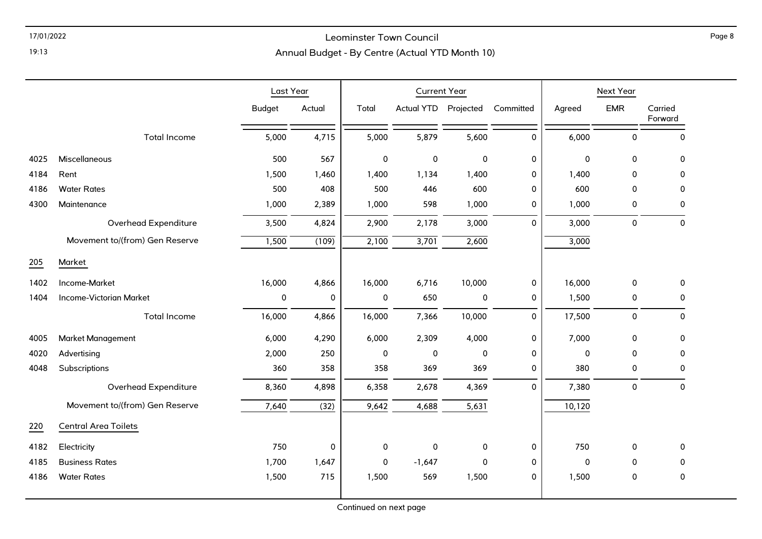# Leominster Town Council

## Annual Budget - By Centre (Actual YTD Month 10)

| | | Last Year | | Current Year | | | | Next Year | | |
|---|---|---|---|---|---|---|---|---|---|---|
| | | Budget | Actual | Total | Actual YTD | Projected | Committed | Agreed | EMR | Carried Forward |
| | Total Income | 5,000 | 4,715 | 5,000 | 5,879 | 5,600 | 0 | 6,000 | 0 | 0 |
| 4025 | Miscellaneous | 500 | 567 | 0 | 0 | 0 | 0 | 0 | 0 | 0 |
| 4184 | Rent | 1,500 | 1,460 | 1,400 | 1,134 | 1,400 | 0 | 1,400 | 0 | 0 |
| 4186 | Water Rates | 500 | 408 | 500 | 446 | 600 | 0 | 600 | 0 | 0 |
| 4300 | Maintenance | 1,000 | 2,389 | 1,000 | 598 | 1,000 | 0 | 1,000 | 0 | 0 |
| | Overhead Expenditure | 3,500 | 4,824 | 2,900 | 2,178 | 3,000 | 0 | 3,000 | 0 | 0 |
| | Movement to/(from) Gen Reserve | 1,500 | (109) | 2,100 | 3,701 | 2,600 | | 3,000 | | |
| **205** | **Market** | | | | | | | | | |
| 1402 | Income-Market | 16,000 | 4,866 | 16,000 | 6,716 | 10,000 | 0 | 16,000 | 0 | 0 |
| 1404 | Income-Victorian Market | 0 | 0 | 0 | 650 | 0 | 0 | 1,500 | 0 | 0 |
| | Total Income | 16,000 | 4,866 | 16,000 | 7,366 | 10,000 | 0 | 17,500 | 0 | 0 |
| 4005 | Market Management | 6,000 | 4,290 | 6,000 | 2,309 | 4,000 | 0 | 7,000 | 0 | 0 |
| 4020 | Advertising | 2,000 | 250 | 0 | 0 | 0 | 0 | 0 | 0 | 0 |
| 4048 | Subscriptions | 360 | 358 | 358 | 369 | 369 | 0 | 380 | 0 | 0 |
| | Overhead Expenditure | 8,360 | 4,898 | 6,358 | 2,678 | 4,369 | 0 | 7,380 | 0 | 0 |
| | Movement to/(from) Gen Reserve | 7,640 | (32) | 9,642 | 4,688 | 5,631 | | 10,120 | | |
| **220** | **Central Area Toilets** | | | | | | | | | |
| 4182 | Electricity | 750 | 0 | 0 | 0 | 0 | 0 | 750 | 0 | 0 |
| 4185 | Business Rates | 1,700 | 1,647 | 0 | -1,647 | 0 | 0 | 0 | 0 | 0 |
| 4186 | Water Rates | 1,500 | 715 | 1,500 | 569 | 1,500 | 0 | 1,500 | 0 | 0 |

Continued on next page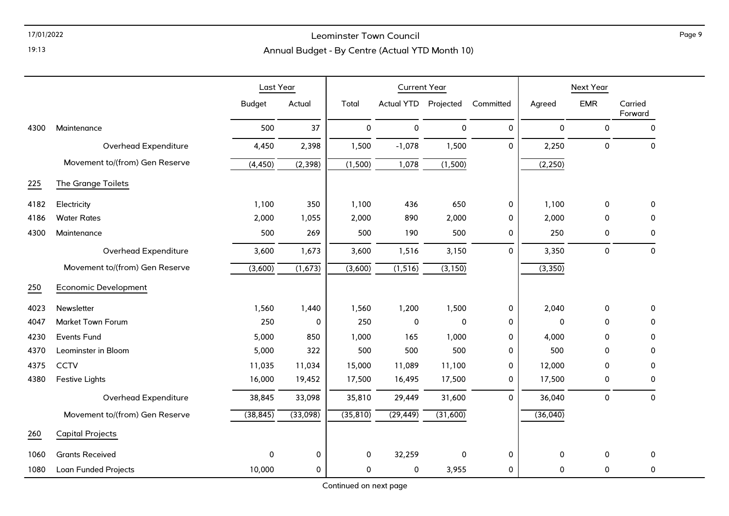# Leominster Town Council

## Annual Budget - By Centre (Actual YTD Month 10)

| | | Last Year | | Current Year | | | | Next Year | | |
|---|---|---|---|---|---|---|---|---|---|---|
| | | Budget | Actual | Total | Actual YTD | Projected | Committed | Agreed | EMR | Carried Forward |
| 4300 | Maintenance | 500 | 37 | 0 | 0 | 0 | 0 | 0 | 0 | 0 |
| | Overhead Expenditure | 4,450 | 2,398 | 1,500 | -1,078 | 1,500 | 0 | 2,250 | 0 | 0 |
| | Movement to/(from) Gen Reserve | (4,450) | (2,398) | (1,500) | 1,078 | (1,500) | | (2,250) | | |
| **225** | **The Grange Toilets** | | | | | | | | | |
| 4182 | Electricity | 1,100 | 350 | 1,100 | 436 | 650 | 0 | 1,100 | 0 | 0 |
| 4186 | Water Rates | 2,000 | 1,055 | 2,000 | 890 | 2,000 | 0 | 2,000 | 0 | 0 |
| 4300 | Maintenance | 500 | 269 | 500 | 190 | 500 | 0 | 250 | 0 | 0 |
| | Overhead Expenditure | 3,600 | 1,673 | 3,600 | 1,516 | 3,150 | 0 | 3,350 | 0 | 0 |
| | Movement to/(from) Gen Reserve | (3,600) | (1,673) | (3,600) | (1,516) | (3,150) | | (3,350) | | |
| **250** | **Economic Development** | | | | | | | | | |
| 4023 | Newsletter | 1,560 | 1,440 | 1,560 | 1,200 | 1,500 | 0 | 2,040 | 0 | 0 |
| 4047 | Market Town Forum | 250 | 0 | 250 | 0 | 0 | 0 | 0 | 0 | 0 |
| 4230 | Events Fund | 5,000 | 850 | 1,000 | 165 | 1,000 | 0 | 4,000 | 0 | 0 |
| 4370 | Leominster in Bloom | 5,000 | 322 | 500 | 500 | 500 | 0 | 500 | 0 | 0 |
| 4375 | CCTV | 11,035 | 11,034 | 15,000 | 11,089 | 11,100 | 0 | 12,000 | 0 | 0 |
| 4380 | Festive Lights | 16,000 | 19,452 | 17,500 | 16,495 | 17,500 | 0 | 17,500 | 0 | 0 |
| | Overhead Expenditure | 38,845 | 33,098 | 35,810 | 29,449 | 31,600 | 0 | 36,040 | 0 | 0 |
| | Movement to/(from) Gen Reserve | (38,845) | (33,098) | (35,810) | (29,449) | (31,600) | | (36,040) | | |
| **260** | **Capital Projects** | | | | | | | | | |
| 1060 | Grants Received | 0 | 0 | 0 | 32,259 | 0 | 0 | 0 | 0 | 0 |
| 1080 | Loan Funded Projects | 10,000 | 0 | 0 | 0 | 3,955 | 0 | 0 | 0 | 0 |

Continued on next page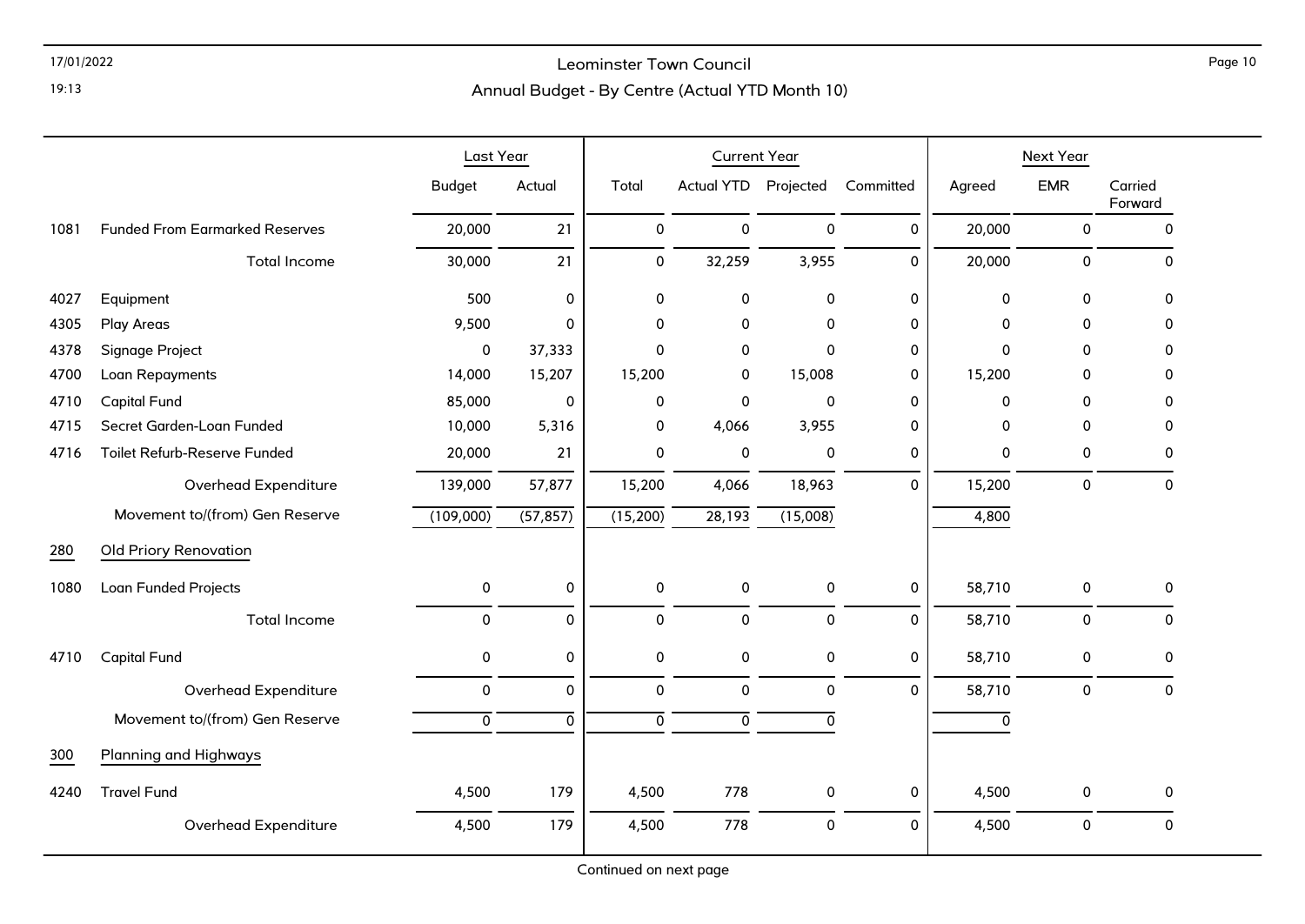# Leominster Town Council

## Annual Budget - By Centre (Actual YTD Month 10)

| | | Last Year | | Current Year | | | | Next Year | | |
|---|---|---|---|---|---|---|---|---|---|---|
| | | Budget | Actual | Total | Actual YTD | Projected | Committed | Agreed | EMR | Carried Forward |
| 1081 | Funded From Earmarked Reserves | 20,000 | 21 | 0 | 0 | 0 | 0 | 20,000 | 0 | 0 |
| | Total Income | 30,000 | 21 | 0 | 32,259 | 3,955 | 0 | 20,000 | 0 | 0 |
| 4027 | Equipment | 500 | 0 | 0 | 0 | 0 | 0 | 0 | 0 | 0 |
| 4305 | Play Areas | 9,500 | 0 | 0 | 0 | 0 | 0 | 0 | 0 | 0 |
| 4378 | Signage Project | 0 | 37,333 | 0 | 0 | 0 | 0 | 0 | 0 | 0 |
| 4700 | Loan Repayments | 14,000 | 15,207 | 15,200 | 0 | 15,008 | 0 | 15,200 | 0 | 0 |
| 4710 | Capital Fund | 85,000 | 0 | 0 | 0 | 0 | 0 | 0 | 0 | 0 |
| 4715 | Secret Garden-Loan Funded | 10,000 | 5,316 | 0 | 4,066 | 3,955 | 0 | 0 | 0 | 0 |
| 4716 | Toilet Refurb-Reserve Funded | 20,000 | 21 | 0 | 0 | 0 | 0 | 0 | 0 | 0 |
| | Overhead Expenditure | 139,000 | 57,877 | 15,200 | 4,066 | 18,963 | 0 | 15,200 | 0 | 0 |
| | Movement to/(from) Gen Reserve | (109,000) | (57,857) | (15,200) | 28,193 | (15,008) | | 4,800 | | |
| 280 | Old Priory Renovation | | | | | | | | | |
| 1080 | Loan Funded Projects | 0 | 0 | 0 | 0 | 0 | 0 | 58,710 | 0 | 0 |
| | Total Income | 0 | 0 | 0 | 0 | 0 | 0 | 58,710 | 0 | 0 |
| 4710 | Capital Fund | 0 | 0 | 0 | 0 | 0 | 0 | 58,710 | 0 | 0 |
| | Overhead Expenditure | 0 | 0 | 0 | 0 | 0 | 0 | 58,710 | 0 | 0 |
| | Movement to/(from) Gen Reserve | 0 | 0 | 0 | 0 | 0 | | 0 | | |
| 300 | Planning and Highways | | | | | | | | | |
| 4240 | Travel Fund | 4,500 | 179 | 4,500 | 778 | 0 | 0 | 4,500 | 0 | 0 |
| | Overhead Expenditure | 4,500 | 179 | 4,500 | 778 | 0 | 0 | 4,500 | 0 | 0 |

Continued on next page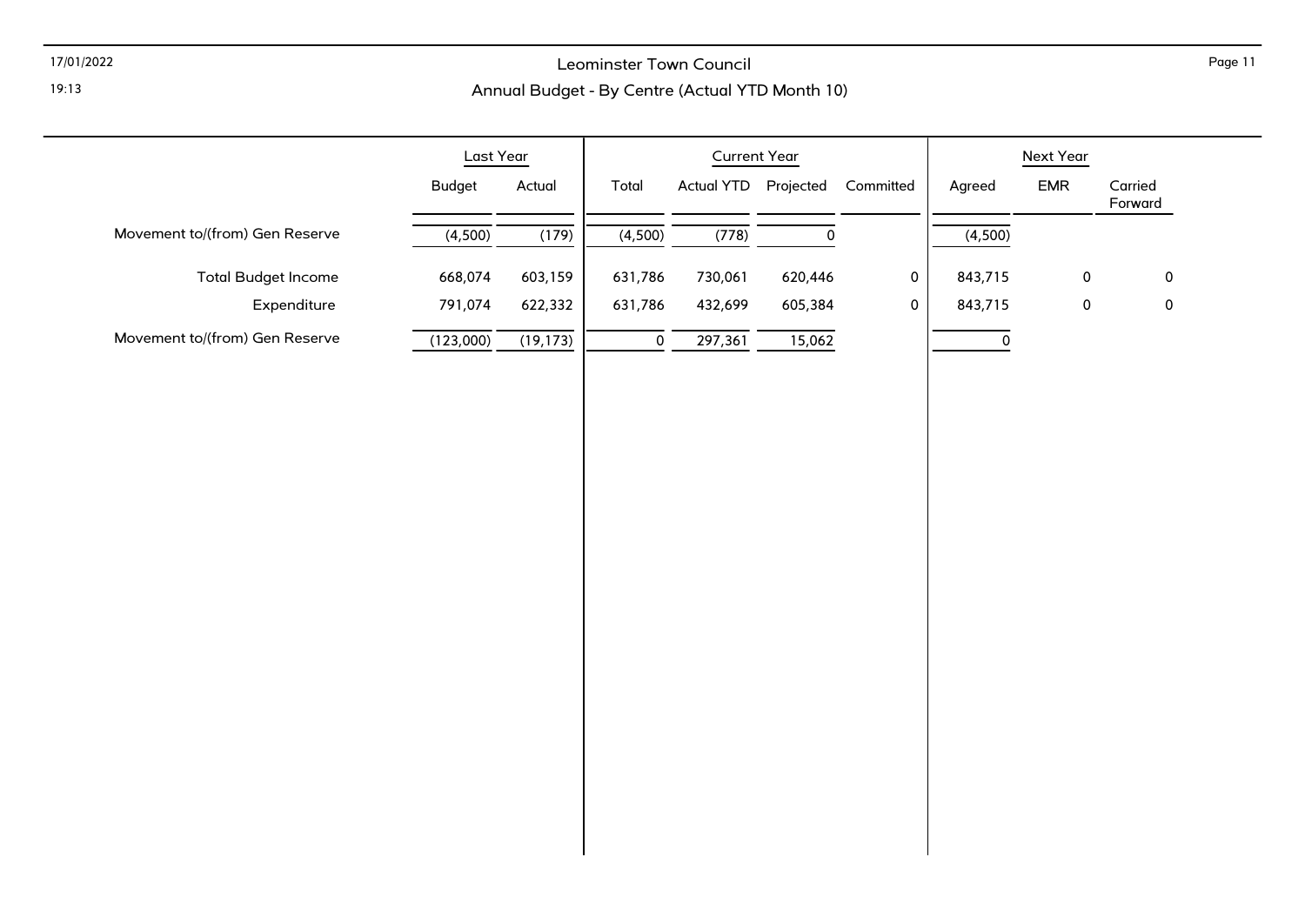# Leominster Town Council

## Annual Budget - By Centre (Actual YTD Month 10)

| | Last Year | | Current Year | | | | Next Year | | |
|---|---|---|---|---|---|---|---|---|---|
| | Budget | Actual | Total | Actual YTD | Projected | Committed | Agreed | EMR | Carried Forward |
| Movement to/(from) Gen Reserve | (4,500) | (179) | (4,500) | (778) | 0 | | (4,500) | | |
| Total Budget Income | 668,074 | 603,159 | 631,786 | 730,061 | 620,446 | 0 | 843,715 | 0 | 0 |
| Expenditure | 791,074 | 622,332 | 631,786 | 432,699 | 605,384 | 0 | 843,715 | 0 | 0 |
| Movement to/(from) Gen Reserve | (123,000) | (19,173) | 0 | 297,361 | 15,062 | | 0 | | |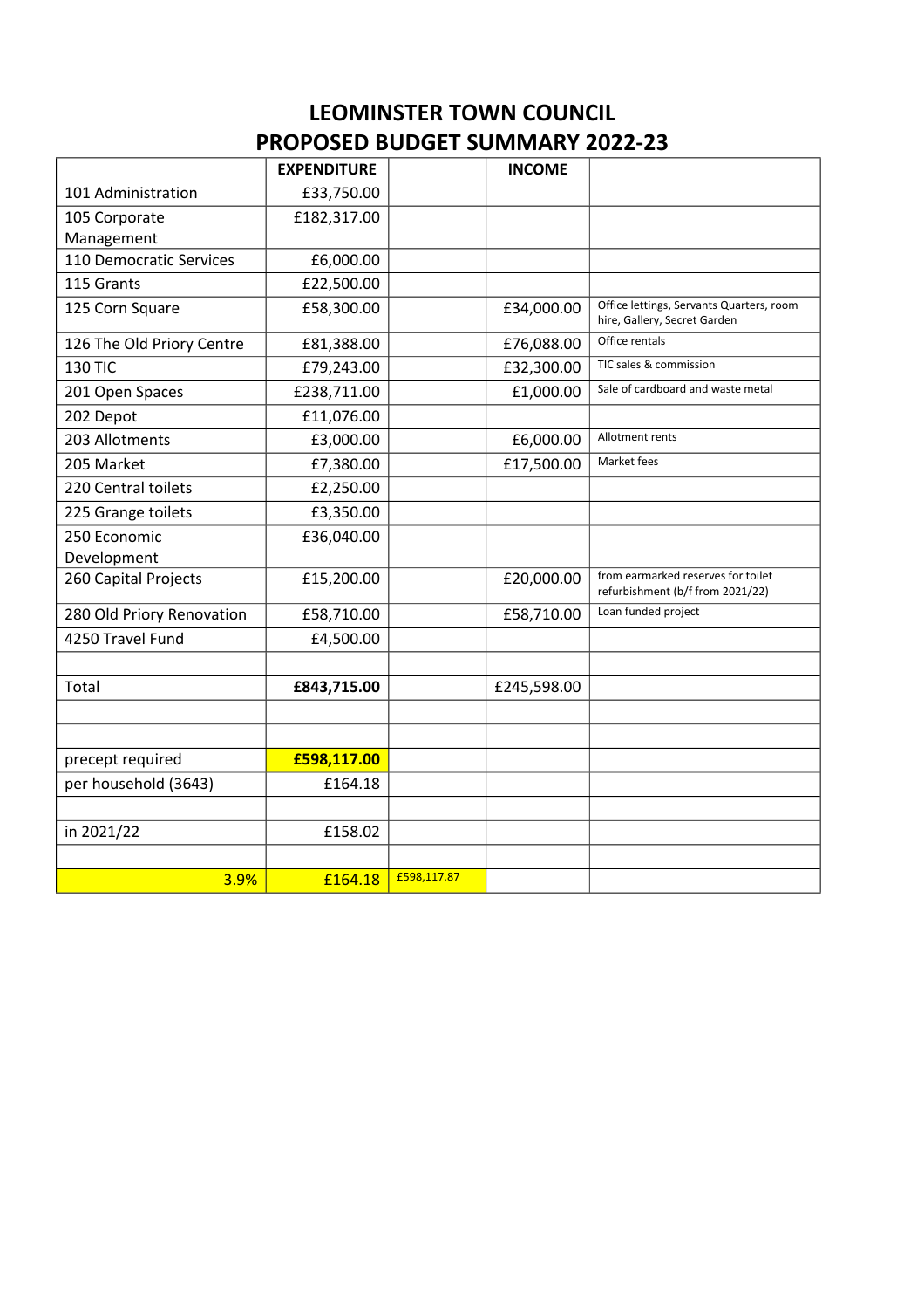# LEOMINSTER TOWN COUNCIL
## PROPOSED BUDGET SUMMARY 2022-23

| | EXPENDITURE | | INCOME | |
|---|---|---|---|---|
| 101 Administration | £33,750.00 | | | |
| 105 Corporate Management | £182,317.00 | | | |
| 110 Democratic Services | £6,000.00 | | | |
| 115 Grants | £22,500.00 | | | |
| 125 Corn Square | £58,300.00 | | £34,000.00 | Office lettings, Servants Quarters, room hire, Gallery, Secret Garden |
| 126 The Old Priory Centre | £81,388.00 | | £76,088.00 | Office rentals |
| 130 TIC | £79,243.00 | | £32,300.00 | TIC sales & commission |
| 201 Open Spaces | £238,711.00 | | £1,000.00 | Sale of cardboard and waste metal |
| 202 Depot | £11,076.00 | | | |
| 203 Allotments | £3,000.00 | | £6,000.00 | Allotment rents |
| 205 Market | £7,380.00 | | £17,500.00 | Market fees |
| 220 Central toilets | £2,250.00 | | | |
| 225 Grange toilets | £3,350.00 | | | |
| 250 Economic Development | £36,040.00 | | | |
| 260 Capital Projects | £15,200.00 | | £20,000.00 | from earmarked reserves for toilet refurbishment (b/f from 2021/22) |
| 280 Old Priory Renovation | £58,710.00 | | £58,710.00 | Loan funded project |
| 4250 Travel Fund | £4,500.00 | | | |
| | | | | |
| Total | **£843,715.00** | | £245,598.00 | |
| | | | | |
| | | | | |
| precept required | **£598,117.00** | | | |
| per household (3643) | £164.18 | | | |
| | | | | |
| in 2021/22 | £158.02 | | | |
| | | | | |
| 3.9% | £164.18 | £598,117.87 | | |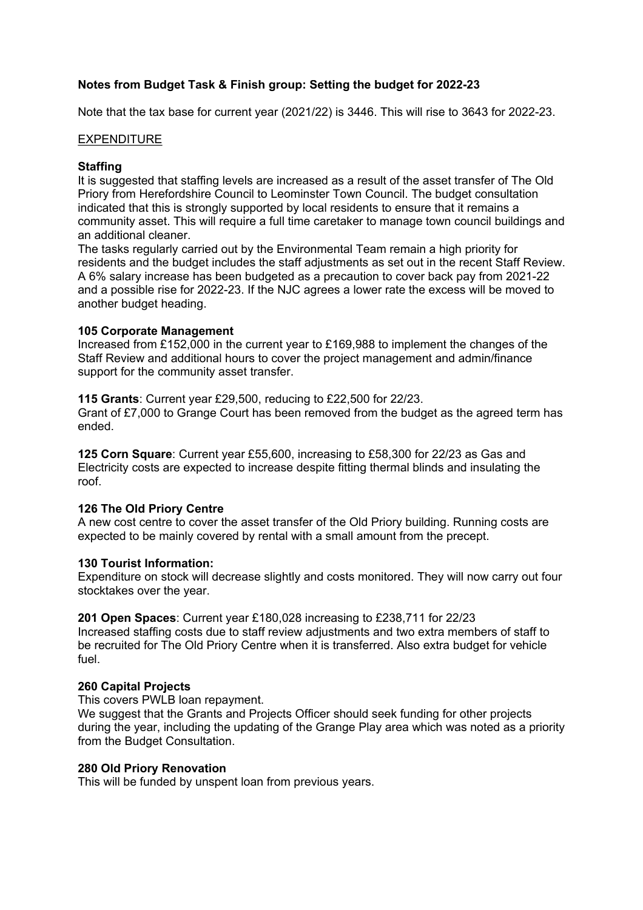**Notes from Budget Task & Finish group: Setting the budget for 2022-23**

Note that the tax base for current year (2021/22) is 3446. This will rise to 3643 for 2022-23.

EXPENDITURE

**Staffing**

It is suggested that staffing levels are increased as a result of the asset transfer of The Old Priory from Herefordshire Council to Leominster Town Council. The budget consultation indicated that this is strongly supported by local residents to ensure that it remains a community asset. This will require a full time caretaker to manage town council buildings and an additional cleaner.

The tasks regularly carried out by the Environmental Team remain a high priority for residents and the budget includes the staff adjustments as set out in the recent Staff Review. A 6% salary increase has been budgeted as a precaution to cover back pay from 2021-22 and a possible rise for 2022-23. If the NJC agrees a lower rate the excess will be moved to another budget heading.

**105 Corporate Management**

Increased from £152,000 in the current year to £169,988 to implement the changes of the Staff Review and additional hours to cover the project management and admin/finance support for the community asset transfer.

**115 Grants**: Current year £29,500, reducing to £22,500 for 22/23.
Grant of £7,000 to Grange Court has been removed from the budget as the agreed term has ended.

**125 Corn Square**: Current year £55,600, increasing to £58,300 for 22/23 as Gas and Electricity costs are expected to increase despite fitting thermal blinds and insulating the roof.

**126 The Old Priory Centre**

A new cost centre to cover the asset transfer of the Old Priory building. Running costs are expected to be mainly covered by rental with a small amount from the precept.

**130 Tourist Information:**

Expenditure on stock will decrease slightly and costs monitored. They will now carry out four stocktakes over the year.

**201 Open Spaces**: Current year £180,028 increasing to £238,711 for 22/23
Increased staffing costs due to staff review adjustments and two extra members of staff to be recruited for The Old Priory Centre when it is transferred. Also extra budget for vehicle fuel.

**260 Capital Projects**

This covers PWLB loan repayment.

We suggest that the Grants and Projects Officer should seek funding for other projects during the year, including the updating of the Grange Play area which was noted as a priority from the Budget Consultation.

**280 Old Priory Renovation**

This will be funded by unspent loan from previous years.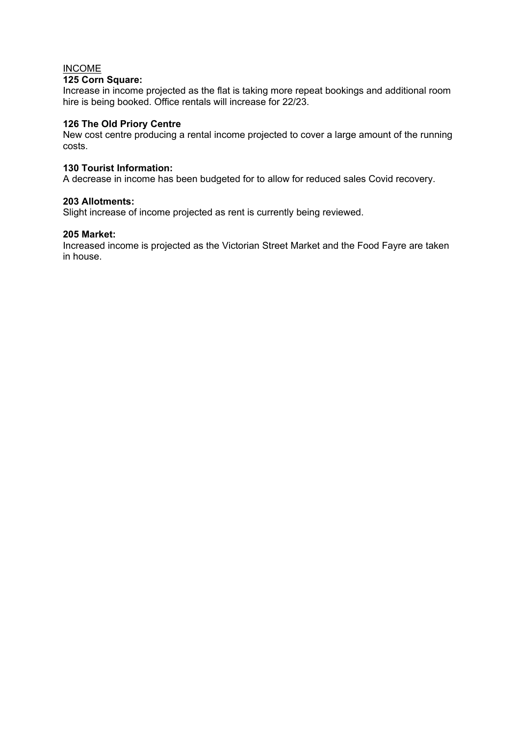INCOME

**125 Corn Square:**
Increase in income projected as the flat is taking more repeat bookings and additional room hire is being booked. Office rentals will increase for 22/23.

**126 The Old Priory Centre**
New cost centre producing a rental income projected to cover a large amount of the running costs.

**130 Tourist Information:**
A decrease in income has been budgeted for to allow for reduced sales Covid recovery.

**203 Allotments:**
Slight increase of income projected as rent is currently being reviewed.

**205 Market:**
Increased income is projected as the Victorian Street Market and the Food Fayre are taken in house.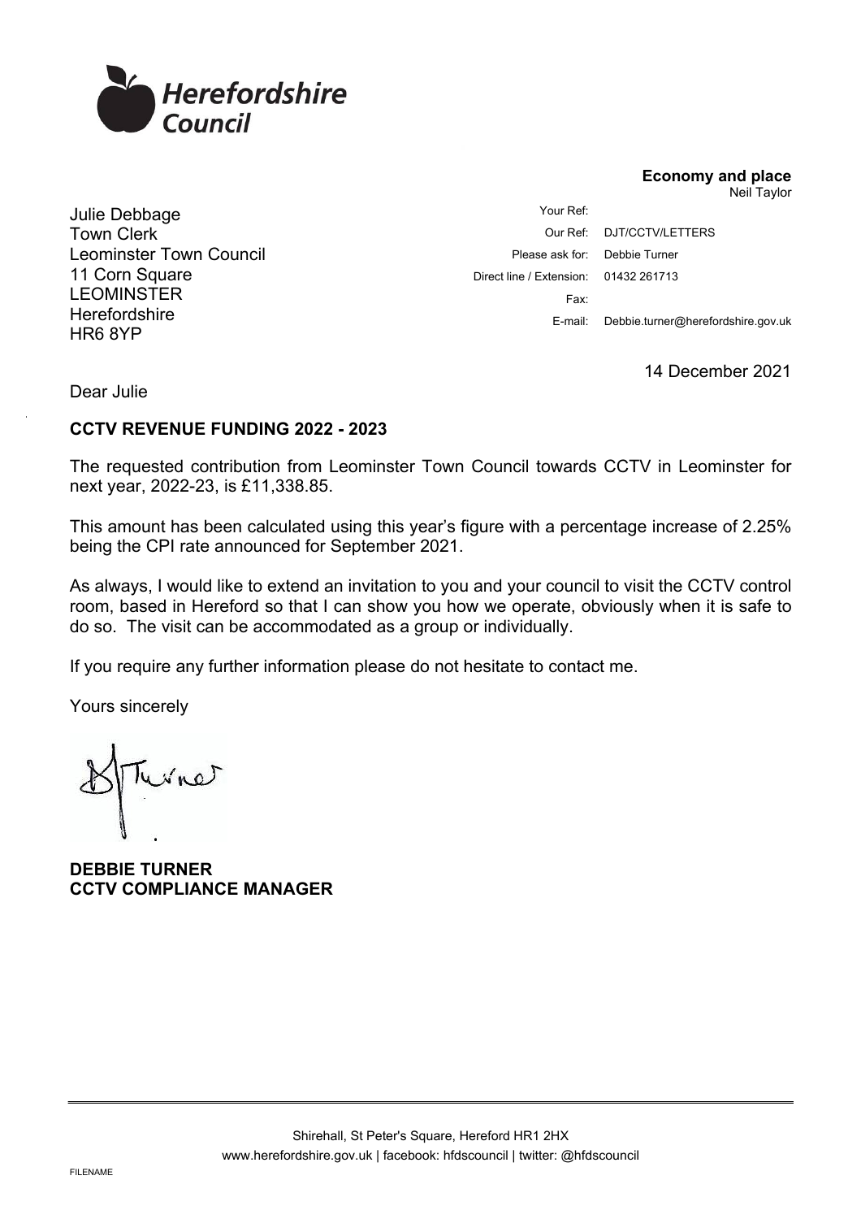**Herefordshire Council**

**Economy and place**
Neil Taylor

Julie Debbage
Town Clerk
Leominster Town Council
11 Corn Square
LEOMINSTER
Herefordshire
HR6 8YP

| | |
|---|---|
| Your Ref: | |
| Our Ref: | DJT/CCTV/LETTERS |
| Please ask for: | Debbie Turner |
| Direct line / Extension: | 01432 261713 |
| Fax: | |
| E-mail: | Debbie.turner@herefordshire.gov.uk |

14 December 2021

Dear Julie

**CCTV REVENUE FUNDING 2022 - 2023**

The requested contribution from Leominster Town Council towards CCTV in Leominster for next year, 2022-23, is £11,338.85.

This amount has been calculated using this year's figure with a percentage increase of 2.25% being the CPI rate announced for September 2021.

As always, I would like to extend an invitation to you and your council to visit the CCTV control room, based in Hereford so that I can show you how we operate, obviously when it is safe to do so. The visit can be accommodated as a group or individually.

If you require any further information please do not hesitate to contact me.

Yours sincerely

D Turner

**DEBBIE TURNER**
**CCTV COMPLIANCE MANAGER**

Shirehall, St Peter's Square, Hereford HR1 2HX
www.herefordshire.gov.uk | facebook: hfdscouncil | twitter: @hfdscouncil

FILENAME